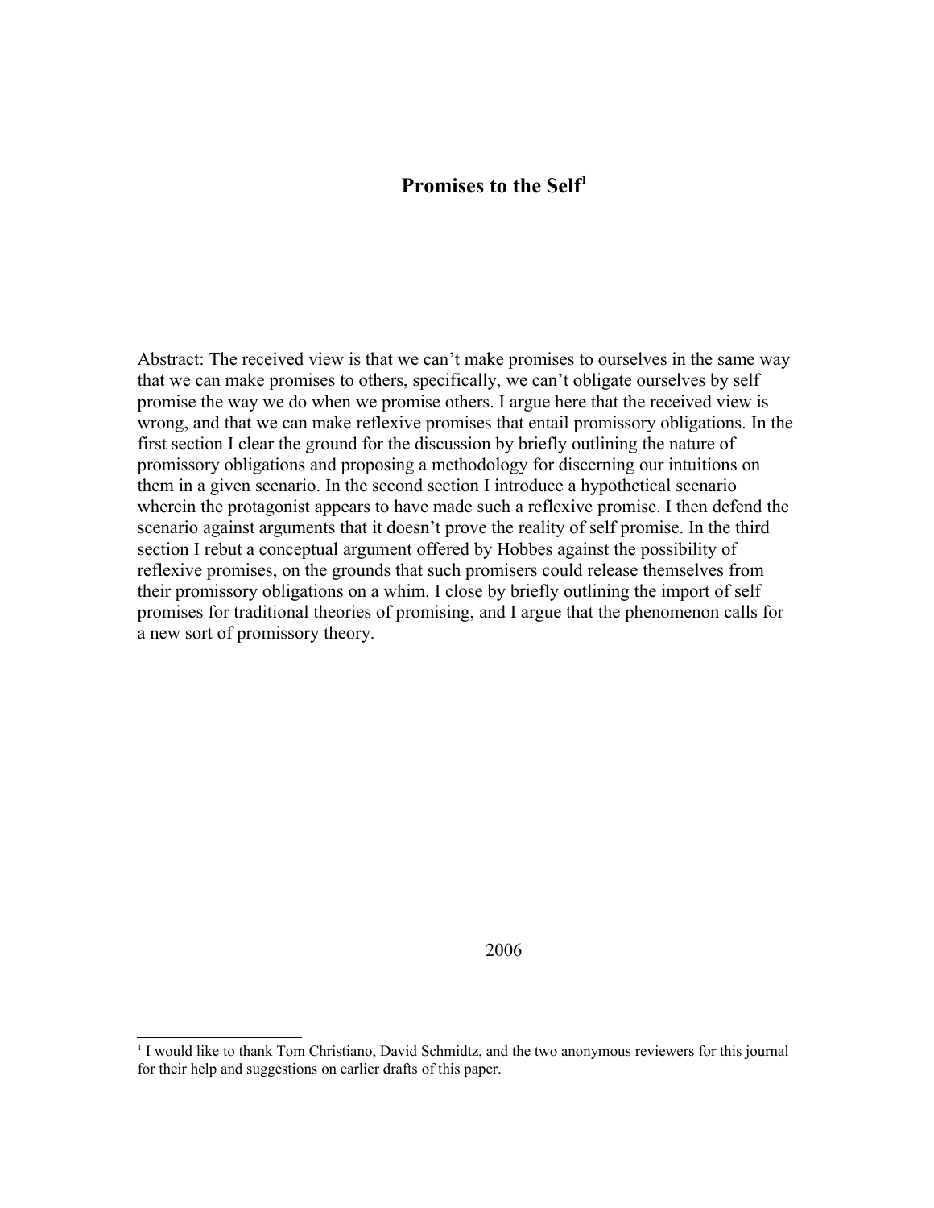# Promises to the Self[1]

Abstract: The received view is that we can't make promises to ourselves in the same way that we can make promises to others, specifically, we can't obligate ourselves by self promise the way we do when we promise others. I argue here that the received view is wrong, and that we can make reflexive promises that entail promissory obligations. In the first section I clear the ground for the discussion by briefly outlining the nature of promissory obligations and proposing a methodology for discerning our intuitions on them in a given scenario. In the second section I introduce a hypothetical scenario wherein the protagonist appears to have made such a reflexive promise. I then defend the scenario against arguments that it doesn't prove the reality of self promise. In the third section I rebut a conceptual argument offered by Hobbes against the possibility of reflexive promises, on the grounds that such promisers could release themselves from their promissory obligations on a whim. I close by briefly outlining the import of self promises for traditional theories of promising, and I argue that the phenomenon calls for a new sort of promissory theory.

2006

[1] I would like to thank Tom Christiano, David Schmidtz, and the two anonymous reviewers for this journal for their help and suggestions on earlier drafts of this paper.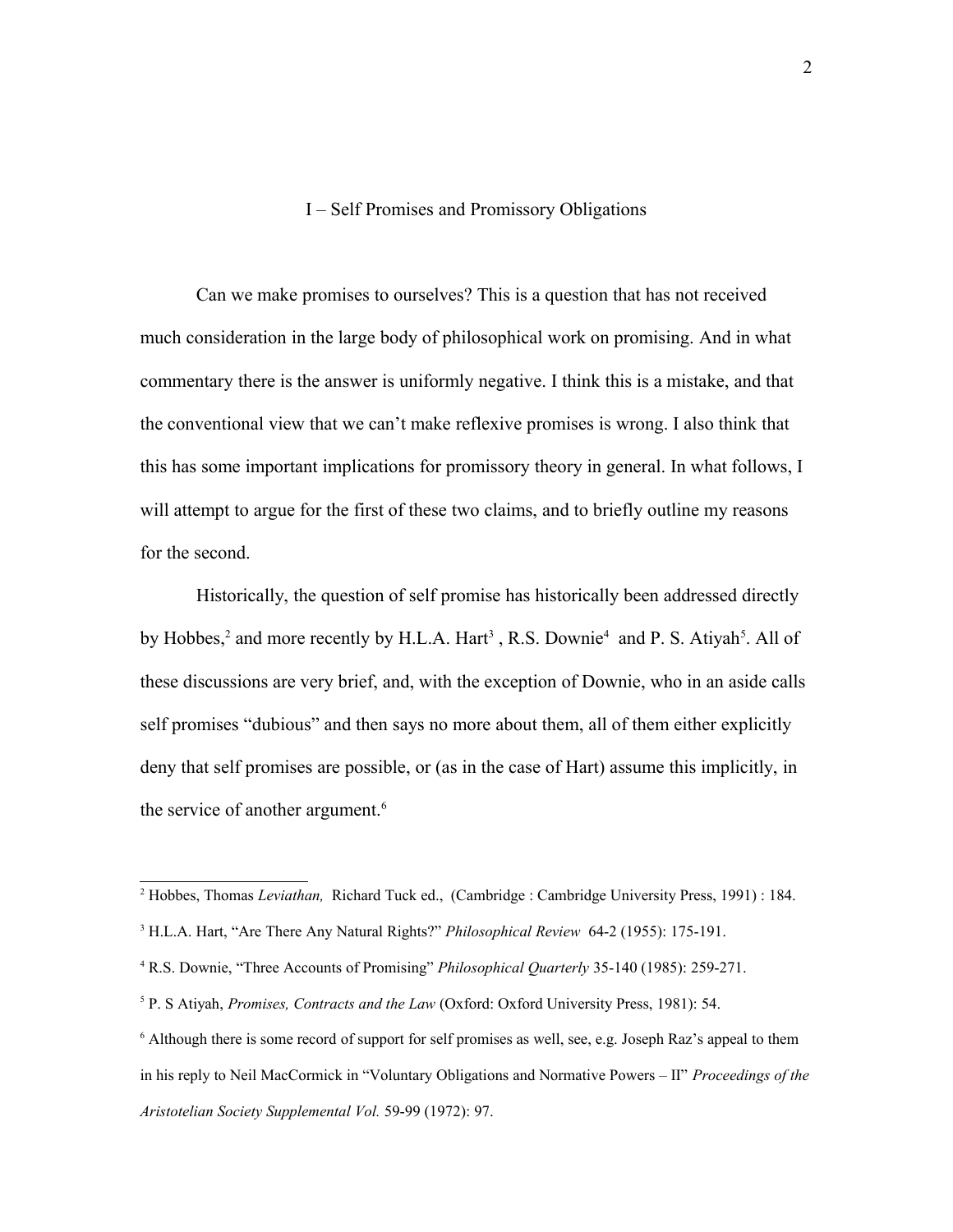## I – Self Promises and Promissory Obligations

Can we make promises to ourselves? This is a question that has not received much consideration in the large body of philosophical work on promising. And in what commentary there is the answer is uniformly negative. I think this is a mistake, and that the conventional view that we can't make reflexive promises is wrong. I also think that this has some important implications for promissory theory in general. In what follows, I will attempt to argue for the first of these two claims, and to briefly outline my reasons for the second.

Historically, the question of self promise has historically been addressed directly by Hobbes,[2] and more recently by H.L.A. Hart[3] , R.S. Downie[4] and P. S. Atiyah[5]. All of these discussions are very brief, and, with the exception of Downie, who in an aside calls self promises "dubious" and then says no more about them, all of them either explicitly deny that self promises are possible, or (as in the case of Hart) assume this implicitly, in the service of another argument.[6]

---

[2] Hobbes, Thomas *Leviathan,* Richard Tuck ed., (Cambridge : Cambridge University Press, 1991) : 184.

[3] H.L.A. Hart, "Are There Any Natural Rights?" *Philosophical Review* 64-2 (1955): 175-191.

[4] R.S. Downie, "Three Accounts of Promising" *Philosophical Quarterly* 35-140 (1985): 259-271.

[5] P. S Atiyah, *Promises, Contracts and the Law* (Oxford: Oxford University Press, 1981): 54.

[6] Although there is some record of support for self promises as well, see, e.g. Joseph Raz's appeal to them in his reply to Neil MacCormick in "Voluntary Obligations and Normative Powers – II" *Proceedings of the Aristotelian Society Supplemental Vol.* 59-99 (1972): 97.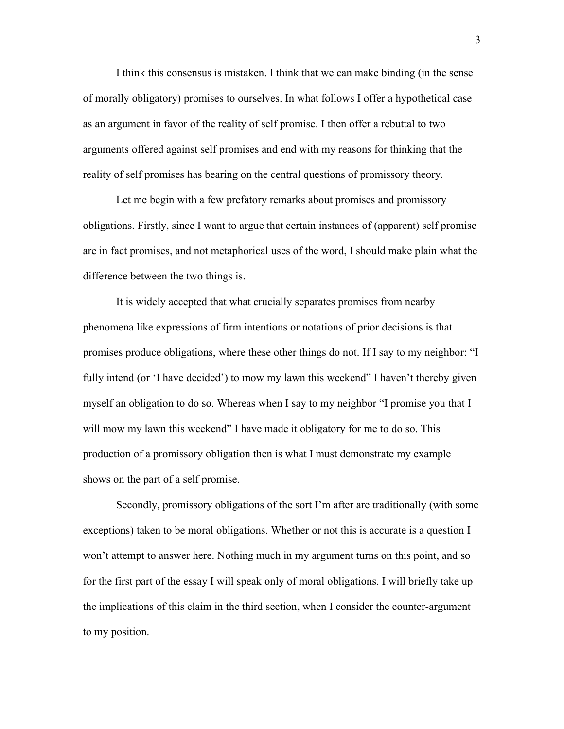I think this consensus is mistaken. I think that we can make binding (in the sense of morally obligatory) promises to ourselves. In what follows I offer a hypothetical case as an argument in favor of the reality of self promise. I then offer a rebuttal to two arguments offered against self promises and end with my reasons for thinking that the reality of self promises has bearing on the central questions of promissory theory.

Let me begin with a few prefatory remarks about promises and promissory obligations. Firstly, since I want to argue that certain instances of (apparent) self promise are in fact promises, and not metaphorical uses of the word, I should make plain what the difference between the two things is.

It is widely accepted that what crucially separates promises from nearby phenomena like expressions of firm intentions or notations of prior decisions is that promises produce obligations, where these other things do not. If I say to my neighbor: "I fully intend (or 'I have decided') to mow my lawn this weekend" I haven't thereby given myself an obligation to do so. Whereas when I say to my neighbor "I promise you that I will mow my lawn this weekend" I have made it obligatory for me to do so. This production of a promissory obligation then is what I must demonstrate my example shows on the part of a self promise.

Secondly, promissory obligations of the sort I'm after are traditionally (with some exceptions) taken to be moral obligations. Whether or not this is accurate is a question I won't attempt to answer here. Nothing much in my argument turns on this point, and so for the first part of the essay I will speak only of moral obligations. I will briefly take up the implications of this claim in the third section, when I consider the counter-argument to my position.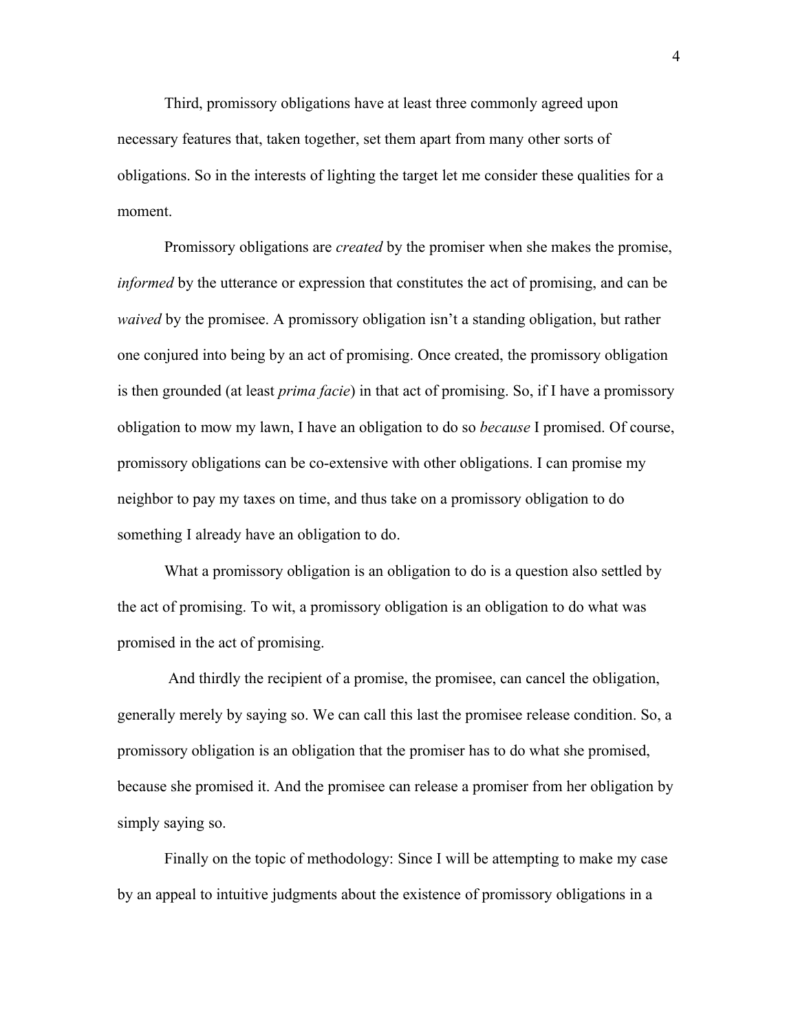Third, promissory obligations have at least three commonly agreed upon necessary features that, taken together, set them apart from many other sorts of obligations. So in the interests of lighting the target let me consider these qualities for a moment.

Promissory obligations are *created* by the promiser when she makes the promise, *informed* by the utterance or expression that constitutes the act of promising, and can be *waived* by the promisee. A promissory obligation isn't a standing obligation, but rather one conjured into being by an act of promising. Once created, the promissory obligation is then grounded (at least *prima facie*) in that act of promising. So, if I have a promissory obligation to mow my lawn, I have an obligation to do so *because* I promised. Of course, promissory obligations can be co-extensive with other obligations. I can promise my neighbor to pay my taxes on time, and thus take on a promissory obligation to do something I already have an obligation to do.

What a promissory obligation is an obligation to do is a question also settled by the act of promising. To wit, a promissory obligation is an obligation to do what was promised in the act of promising.

And thirdly the recipient of a promise, the promisee, can cancel the obligation, generally merely by saying so. We can call this last the promisee release condition. So, a promissory obligation is an obligation that the promiser has to do what she promised, because she promised it. And the promisee can release a promiser from her obligation by simply saying so.

Finally on the topic of methodology: Since I will be attempting to make my case by an appeal to intuitive judgments about the existence of promissory obligations in a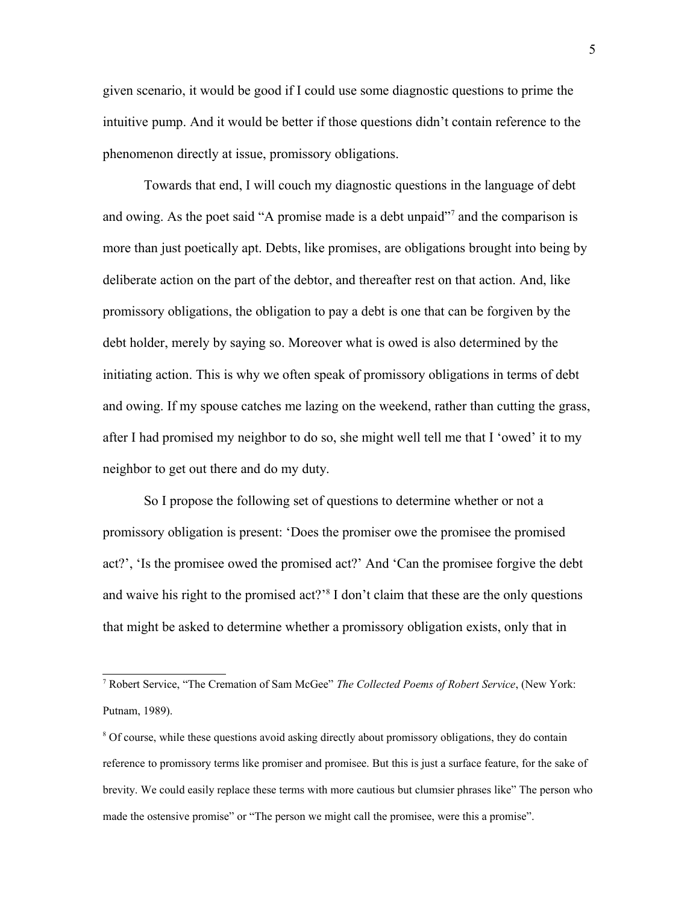given scenario, it would be good if I could use some diagnostic questions to prime the intuitive pump. And it would be better if those questions didn't contain reference to the phenomenon directly at issue, promissory obligations.

Towards that end, I will couch my diagnostic questions in the language of debt and owing. As the poet said "A promise made is a debt unpaid"[7] and the comparison is more than just poetically apt. Debts, like promises, are obligations brought into being by deliberate action on the part of the debtor, and thereafter rest on that action. And, like promissory obligations, the obligation to pay a debt is one that can be forgiven by the debt holder, merely by saying so. Moreover what is owed is also determined by the initiating action. This is why we often speak of promissory obligations in terms of debt and owing. If my spouse catches me lazing on the weekend, rather than cutting the grass, after I had promised my neighbor to do so, she might well tell me that I 'owed' it to my neighbor to get out there and do my duty.

So I propose the following set of questions to determine whether or not a promissory obligation is present: 'Does the promiser owe the promisee the promised act?', 'Is the promisee owed the promised act?' And 'Can the promisee forgive the debt and waive his right to the promised act?'[8] I don't claim that these are the only questions that might be asked to determine whether a promissory obligation exists, only that in

---

[7] Robert Service, "The Cremation of Sam McGee" *The Collected Poems of Robert Service*, (New York: Putnam, 1989).

[8] Of course, while these questions avoid asking directly about promissory obligations, they do contain reference to promissory terms like promiser and promisee. But this is just a surface feature, for the sake of brevity. We could easily replace these terms with more cautious but clumsier phrases like" The person who made the ostensive promise" or "The person we might call the promisee, were this a promise".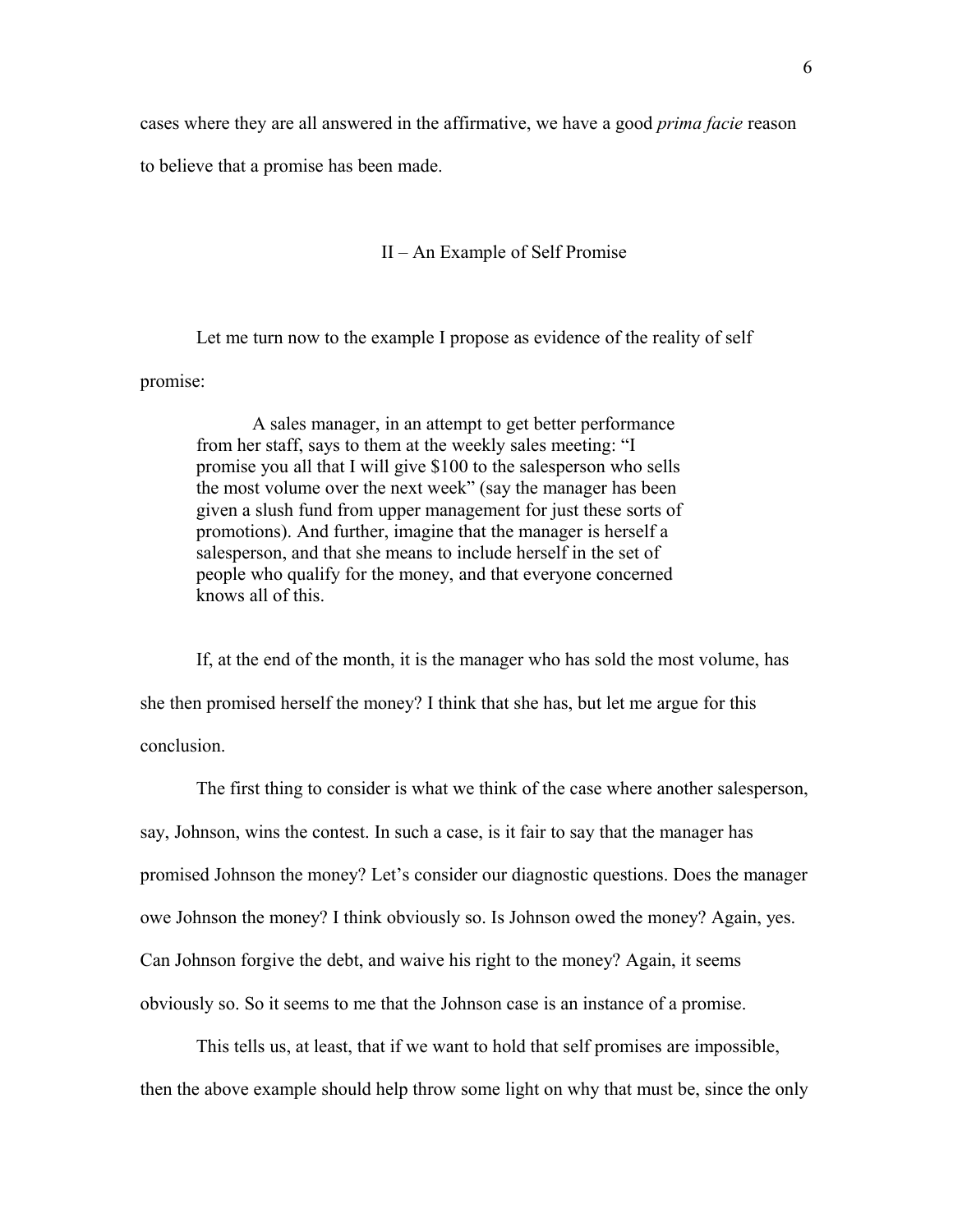cases where they are all answered in the affirmative, we have a good *prima facie* reason to believe that a promise has been made.

## II – An Example of Self Promise

Let me turn now to the example I propose as evidence of the reality of self promise:

> A sales manager, in an attempt to get better performance from her staff, says to them at the weekly sales meeting: "I promise you all that I will give $100 to the salesperson who sells the most volume over the next week" (say the manager has been given a slush fund from upper management for just these sorts of promotions). And further, imagine that the manager is herself a salesperson, and that she means to include herself in the set of people who qualify for the money, and that everyone concerned knows all of this.

If, at the end of the month, it is the manager who has sold the most volume, has she then promised herself the money? I think that she has, but let me argue for this conclusion.

The first thing to consider is what we think of the case where another salesperson, say, Johnson, wins the contest. In such a case, is it fair to say that the manager has promised Johnson the money? Let's consider our diagnostic questions. Does the manager owe Johnson the money? I think obviously so. Is Johnson owed the money? Again, yes. Can Johnson forgive the debt, and waive his right to the money? Again, it seems obviously so. So it seems to me that the Johnson case is an instance of a promise.

This tells us, at least, that if we want to hold that self promises are impossible, then the above example should help throw some light on why that must be, since the only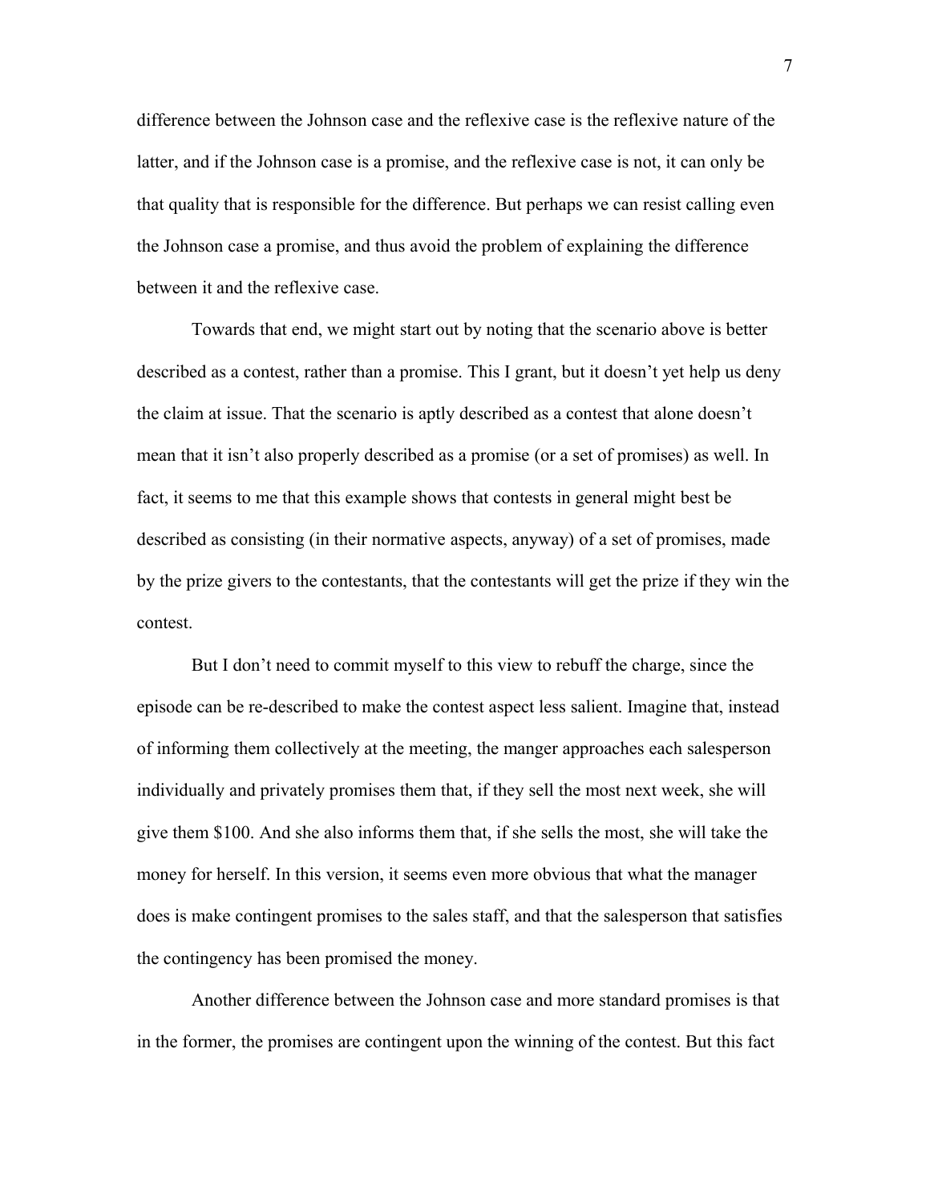difference between the Johnson case and the reflexive case is the reflexive nature of the latter, and if the Johnson case is a promise, and the reflexive case is not, it can only be that quality that is responsible for the difference. But perhaps we can resist calling even the Johnson case a promise, and thus avoid the problem of explaining the difference between it and the reflexive case.

Towards that end, we might start out by noting that the scenario above is better described as a contest, rather than a promise. This I grant, but it doesn't yet help us deny the claim at issue. That the scenario is aptly described as a contest that alone doesn't mean that it isn't also properly described as a promise (or a set of promises) as well. In fact, it seems to me that this example shows that contests in general might best be described as consisting (in their normative aspects, anyway) of a set of promises, made by the prize givers to the contestants, that the contestants will get the prize if they win the contest.

But I don't need to commit myself to this view to rebuff the charge, since the episode can be re-described to make the contest aspect less salient. Imagine that, instead of informing them collectively at the meeting, the manger approaches each salesperson individually and privately promises them that, if they sell the most next week, she will give them $100. And she also informs them that, if she sells the most, she will take the money for herself. In this version, it seems even more obvious that what the manager does is make contingent promises to the sales staff, and that the salesperson that satisfies the contingency has been promised the money.

Another difference between the Johnson case and more standard promises is that in the former, the promises are contingent upon the winning of the contest. But this fact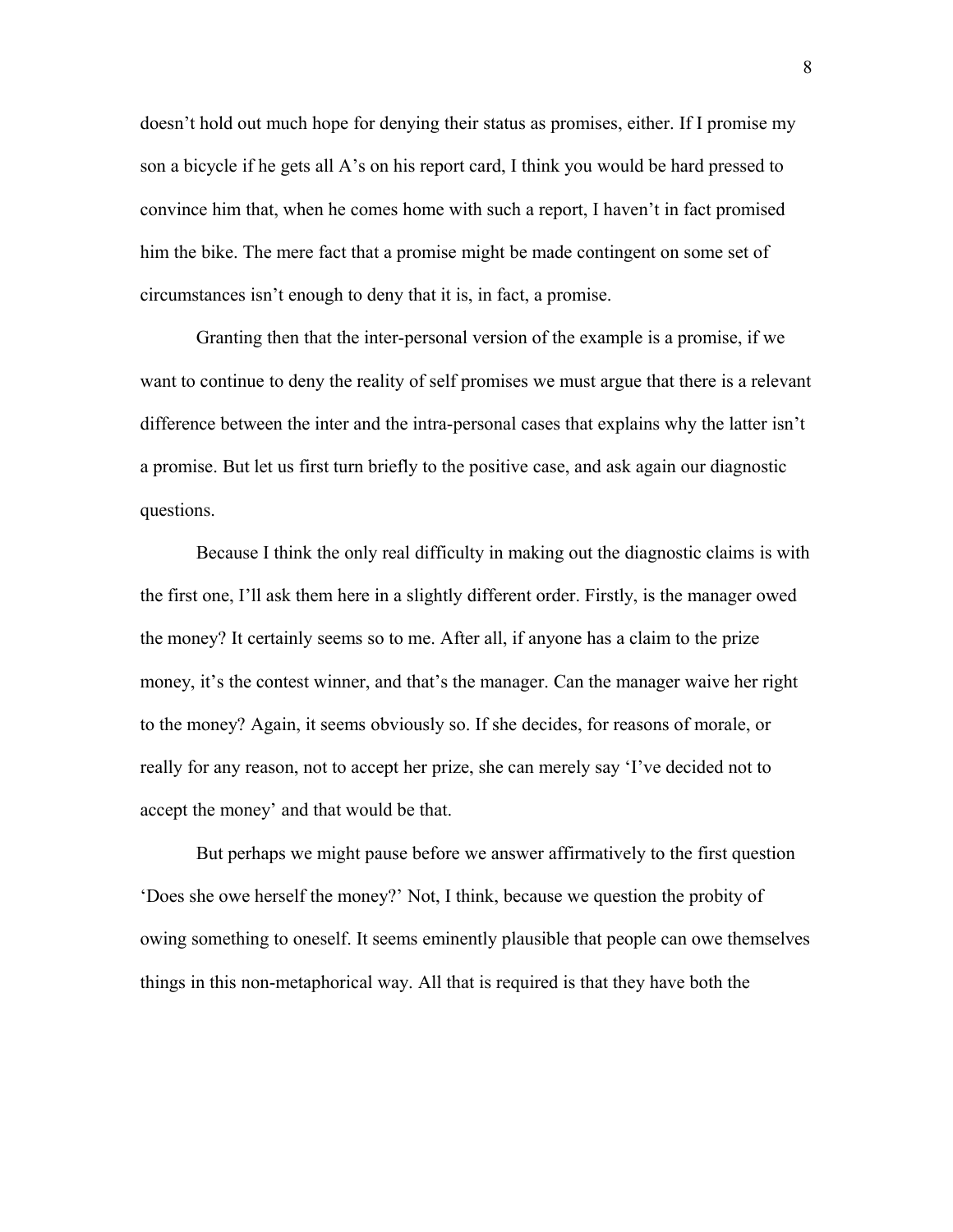doesn't hold out much hope for denying their status as promises, either. If I promise my son a bicycle if he gets all A's on his report card, I think you would be hard pressed to convince him that, when he comes home with such a report, I haven't in fact promised him the bike. The mere fact that a promise might be made contingent on some set of circumstances isn't enough to deny that it is, in fact, a promise.

Granting then that the inter-personal version of the example is a promise, if we want to continue to deny the reality of self promises we must argue that there is a relevant difference between the inter and the intra-personal cases that explains why the latter isn't a promise. But let us first turn briefly to the positive case, and ask again our diagnostic questions.

Because I think the only real difficulty in making out the diagnostic claims is with the first one, I'll ask them here in a slightly different order. Firstly, is the manager owed the money? It certainly seems so to me. After all, if anyone has a claim to the prize money, it's the contest winner, and that's the manager. Can the manager waive her right to the money? Again, it seems obviously so. If she decides, for reasons of morale, or really for any reason, not to accept her prize, she can merely say 'I've decided not to accept the money' and that would be that.

But perhaps we might pause before we answer affirmatively to the first question 'Does she owe herself the money?' Not, I think, because we question the probity of owing something to oneself. It seems eminently plausible that people can owe themselves things in this non-metaphorical way. All that is required is that they have both the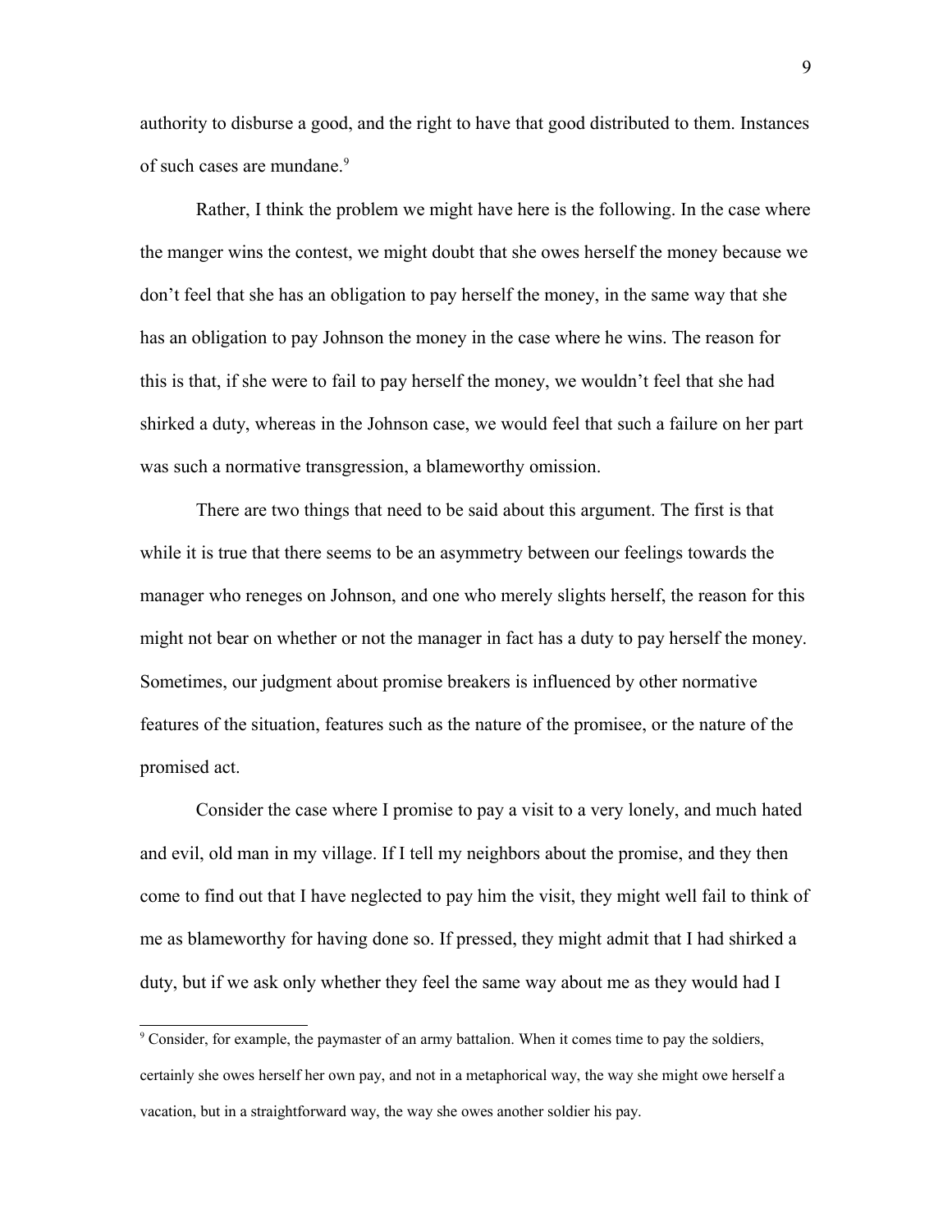authority to disburse a good, and the right to have that good distributed to them. Instances of such cases are mundane.[9]

Rather, I think the problem we might have here is the following. In the case where the manger wins the contest, we might doubt that she owes herself the money because we don't feel that she has an obligation to pay herself the money, in the same way that she has an obligation to pay Johnson the money in the case where he wins. The reason for this is that, if she were to fail to pay herself the money, we wouldn't feel that she had shirked a duty, whereas in the Johnson case, we would feel that such a failure on her part was such a normative transgression, a blameworthy omission.

There are two things that need to be said about this argument. The first is that while it is true that there seems to be an asymmetry between our feelings towards the manager who reneges on Johnson, and one who merely slights herself, the reason for this might not bear on whether or not the manager in fact has a duty to pay herself the money. Sometimes, our judgment about promise breakers is influenced by other normative features of the situation, features such as the nature of the promisee, or the nature of the promised act.

Consider the case where I promise to pay a visit to a very lonely, and much hated and evil, old man in my village. If I tell my neighbors about the promise, and they then come to find out that I have neglected to pay him the visit, they might well fail to think of me as blameworthy for having done so. If pressed, they might admit that I had shirked a duty, but if we ask only whether they feel the same way about me as they would had I

[9] Consider, for example, the paymaster of an army battalion. When it comes time to pay the soldiers, certainly she owes herself her own pay, and not in a metaphorical way, the way she might owe herself a vacation, but in a straightforward way, the way she owes another soldier his pay.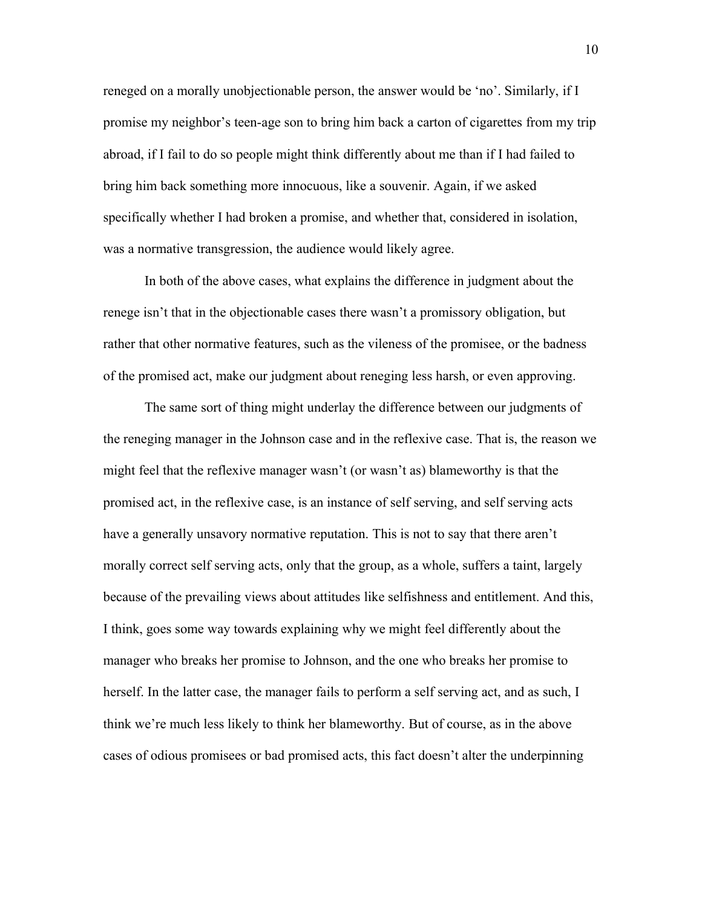reneged on a morally unobjectionable person, the answer would be 'no'. Similarly, if I promise my neighbor's teen-age son to bring him back a carton of cigarettes from my trip abroad, if I fail to do so people might think differently about me than if I had failed to bring him back something more innocuous, like a souvenir. Again, if we asked specifically whether I had broken a promise, and whether that, considered in isolation, was a normative transgression, the audience would likely agree.

In both of the above cases, what explains the difference in judgment about the renege isn't that in the objectionable cases there wasn't a promissory obligation, but rather that other normative features, such as the vileness of the promisee, or the badness of the promised act, make our judgment about reneging less harsh, or even approving.

The same sort of thing might underlay the difference between our judgments of the reneging manager in the Johnson case and in the reflexive case. That is, the reason we might feel that the reflexive manager wasn't (or wasn't as) blameworthy is that the promised act, in the reflexive case, is an instance of self serving, and self serving acts have a generally unsavory normative reputation. This is not to say that there aren't morally correct self serving acts, only that the group, as a whole, suffers a taint, largely because of the prevailing views about attitudes like selfishness and entitlement. And this, I think, goes some way towards explaining why we might feel differently about the manager who breaks her promise to Johnson, and the one who breaks her promise to herself. In the latter case, the manager fails to perform a self serving act, and as such, I think we're much less likely to think her blameworthy. But of course, as in the above cases of odious promisees or bad promised acts, this fact doesn't alter the underpinning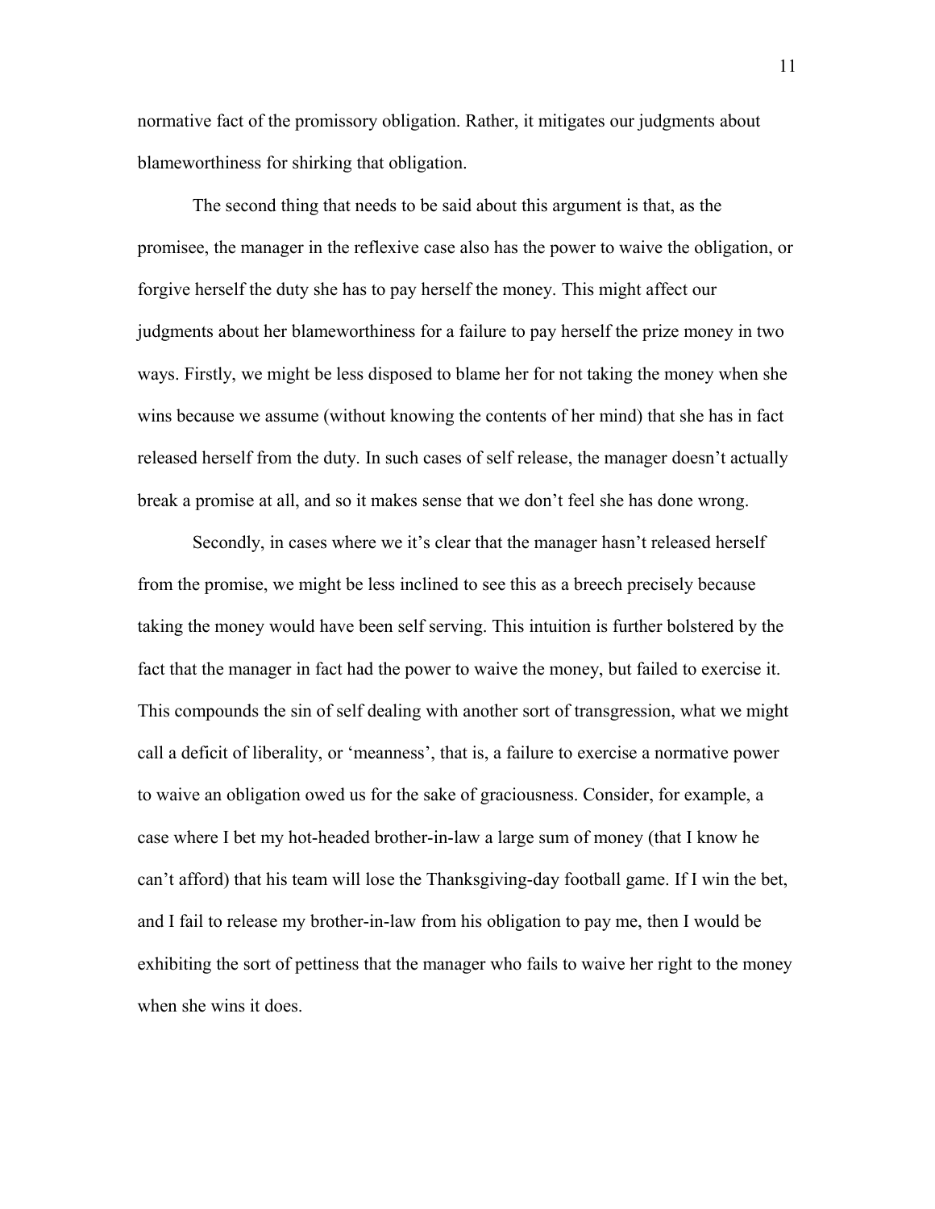normative fact of the promissory obligation. Rather, it mitigates our judgments about blameworthiness for shirking that obligation.

The second thing that needs to be said about this argument is that, as the promisee, the manager in the reflexive case also has the power to waive the obligation, or forgive herself the duty she has to pay herself the money. This might affect our judgments about her blameworthiness for a failure to pay herself the prize money in two ways. Firstly, we might be less disposed to blame her for not taking the money when she wins because we assume (without knowing the contents of her mind) that she has in fact released herself from the duty. In such cases of self release, the manager doesn't actually break a promise at all, and so it makes sense that we don't feel she has done wrong.

Secondly, in cases where we it's clear that the manager hasn't released herself from the promise, we might be less inclined to see this as a breech precisely because taking the money would have been self serving. This intuition is further bolstered by the fact that the manager in fact had the power to waive the money, but failed to exercise it. This compounds the sin of self dealing with another sort of transgression, what we might call a deficit of liberality, or 'meanness', that is, a failure to exercise a normative power to waive an obligation owed us for the sake of graciousness. Consider, for example, a case where I bet my hot-headed brother-in-law a large sum of money (that I know he can't afford) that his team will lose the Thanksgiving-day football game. If I win the bet, and I fail to release my brother-in-law from his obligation to pay me, then I would be exhibiting the sort of pettiness that the manager who fails to waive her right to the money when she wins it does.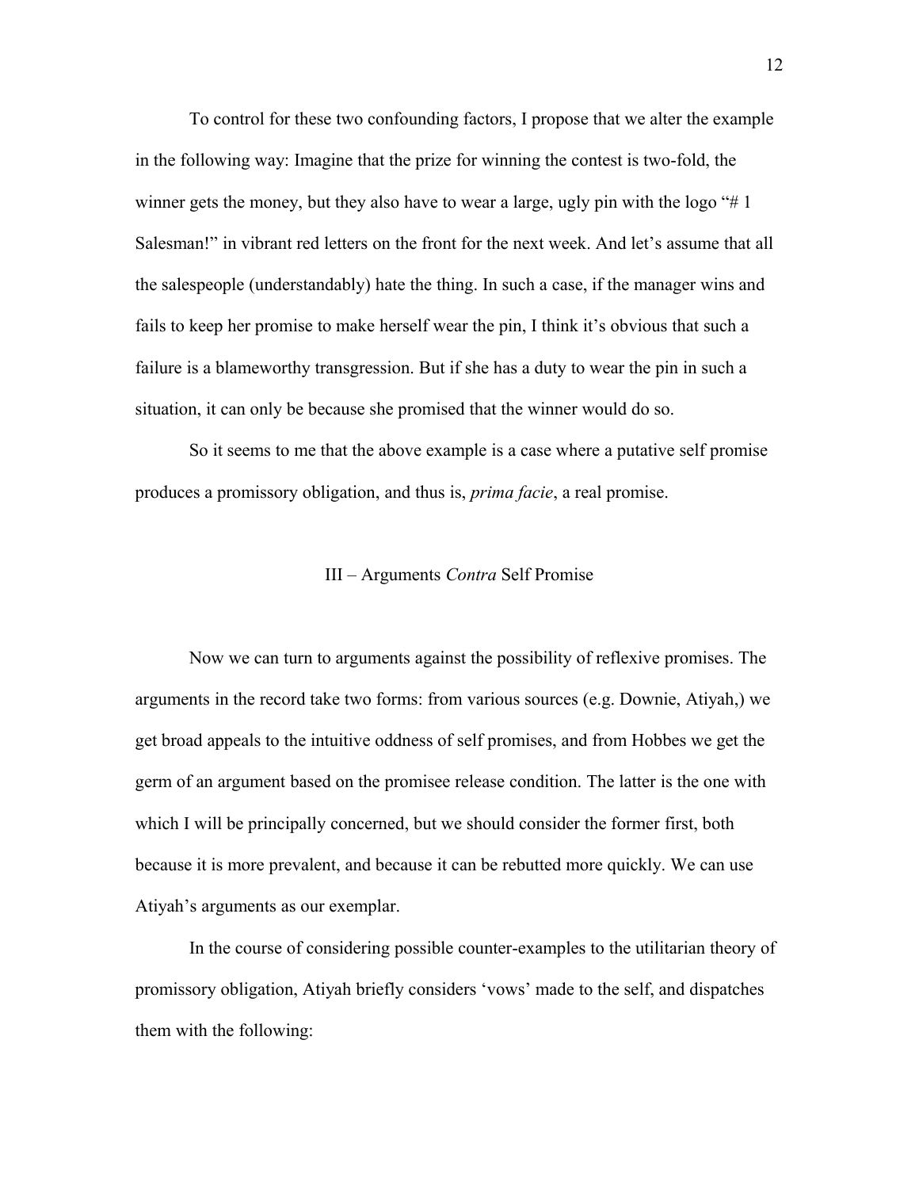To control for these two confounding factors, I propose that we alter the example in the following way: Imagine that the prize for winning the contest is two-fold, the winner gets the money, but they also have to wear a large, ugly pin with the logo "# 1 Salesman!" in vibrant red letters on the front for the next week. And let's assume that all the salespeople (understandably) hate the thing. In such a case, if the manager wins and fails to keep her promise to make herself wear the pin, I think it's obvious that such a failure is a blameworthy transgression. But if she has a duty to wear the pin in such a situation, it can only be because she promised that the winner would do so.

So it seems to me that the above example is a case where a putative self promise produces a promissory obligation, and thus is, *prima facie*, a real promise.

## III – Arguments *Contra* Self Promise

Now we can turn to arguments against the possibility of reflexive promises. The arguments in the record take two forms: from various sources (e.g. Downie, Atiyah,) we get broad appeals to the intuitive oddness of self promises, and from Hobbes we get the germ of an argument based on the promisee release condition. The latter is the one with which I will be principally concerned, but we should consider the former first, both because it is more prevalent, and because it can be rebutted more quickly. We can use Atiyah's arguments as our exemplar.

In the course of considering possible counter-examples to the utilitarian theory of promissory obligation, Atiyah briefly considers 'vows' made to the self, and dispatches them with the following: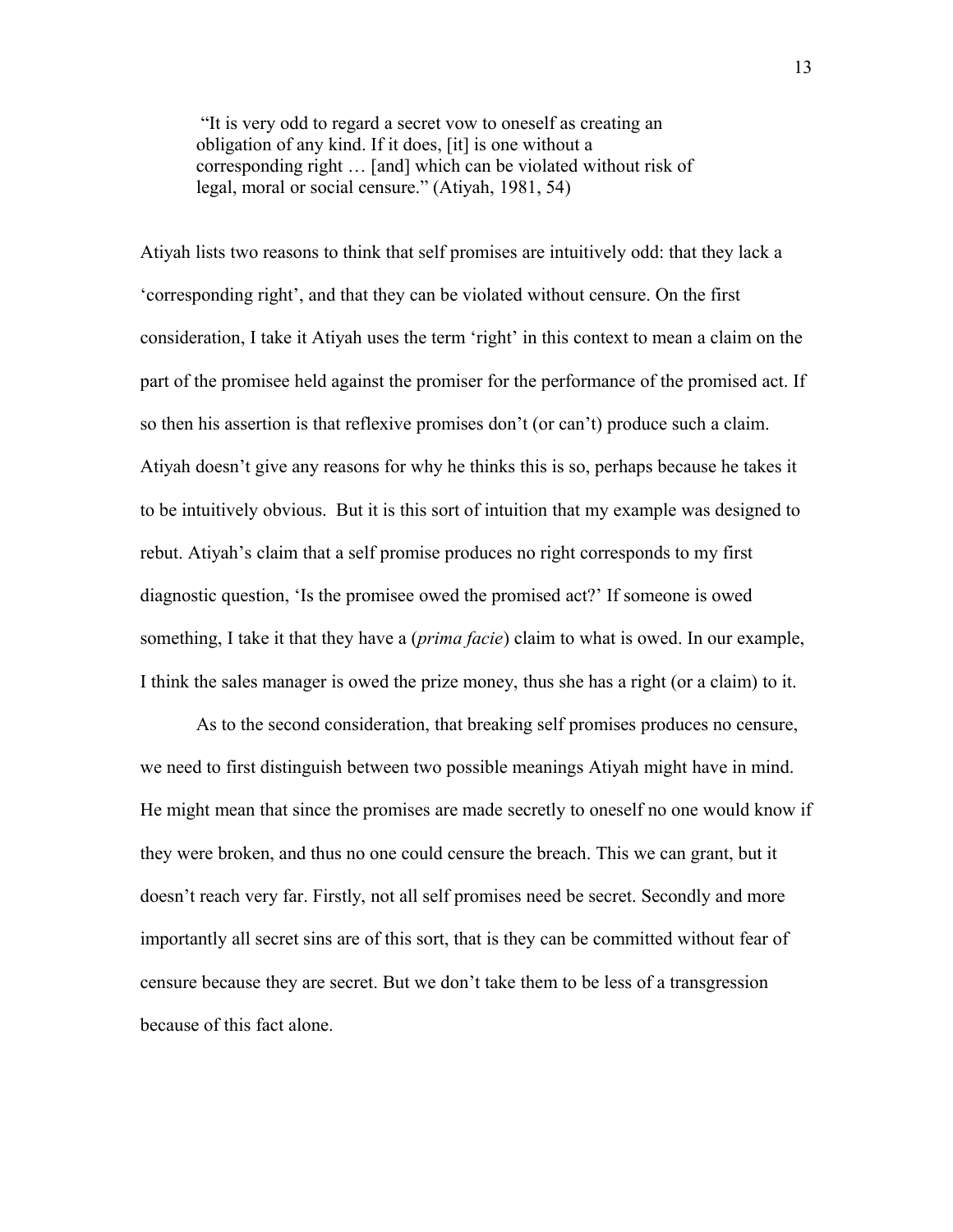> "It is very odd to regard a secret vow to oneself as creating an obligation of any kind. If it does, [it] is one without a corresponding right … [and] which can be violated without risk of legal, moral or social censure." (Atiyah, 1981, 54)

Atiyah lists two reasons to think that self promises are intuitively odd: that they lack a 'corresponding right', and that they can be violated without censure. On the first consideration, I take it Atiyah uses the term 'right' in this context to mean a claim on the part of the promisee held against the promiser for the performance of the promised act. If so then his assertion is that reflexive promises don't (or can't) produce such a claim. Atiyah doesn't give any reasons for why he thinks this is so, perhaps because he takes it to be intuitively obvious. But it is this sort of intuition that my example was designed to rebut. Atiyah's claim that a self promise produces no right corresponds to my first diagnostic question, 'Is the promisee owed the promised act?' If someone is owed something, I take it that they have a (*prima facie*) claim to what is owed. In our example, I think the sales manager is owed the prize money, thus she has a right (or a claim) to it.

As to the second consideration, that breaking self promises produces no censure, we need to first distinguish between two possible meanings Atiyah might have in mind. He might mean that since the promises are made secretly to oneself no one would know if they were broken, and thus no one could censure the breach. This we can grant, but it doesn't reach very far. Firstly, not all self promises need be secret. Secondly and more importantly all secret sins are of this sort, that is they can be committed without fear of censure because they are secret. But we don't take them to be less of a transgression because of this fact alone.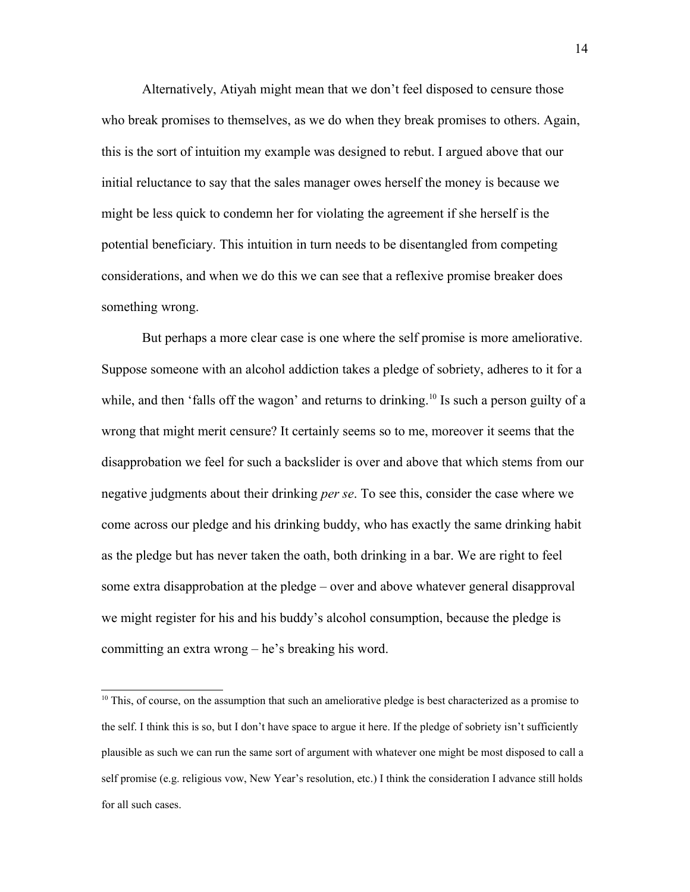Alternatively, Atiyah might mean that we don't feel disposed to censure those who break promises to themselves, as we do when they break promises to others. Again, this is the sort of intuition my example was designed to rebut. I argued above that our initial reluctance to say that the sales manager owes herself the money is because we might be less quick to condemn her for violating the agreement if she herself is the potential beneficiary. This intuition in turn needs to be disentangled from competing considerations, and when we do this we can see that a reflexive promise breaker does something wrong.

But perhaps a more clear case is one where the self promise is more ameliorative. Suppose someone with an alcohol addiction takes a pledge of sobriety, adheres to it for a while, and then 'falls off the wagon' and returns to drinking.[10] Is such a person guilty of a wrong that might merit censure? It certainly seems so to me, moreover it seems that the disapprobation we feel for such a backslider is over and above that which stems from our negative judgments about their drinking *per se*. To see this, consider the case where we come across our pledge and his drinking buddy, who has exactly the same drinking habit as the pledge but has never taken the oath, both drinking in a bar. We are right to feel some extra disapprobation at the pledge – over and above whatever general disapproval we might register for his and his buddy's alcohol consumption, because the pledge is committing an extra wrong – he's breaking his word.

[10] This, of course, on the assumption that such an ameliorative pledge is best characterized as a promise to the self. I think this is so, but I don't have space to argue it here. If the pledge of sobriety isn't sufficiently plausible as such we can run the same sort of argument with whatever one might be most disposed to call a self promise (e.g. religious vow, New Year's resolution, etc.) I think the consideration I advance still holds for all such cases.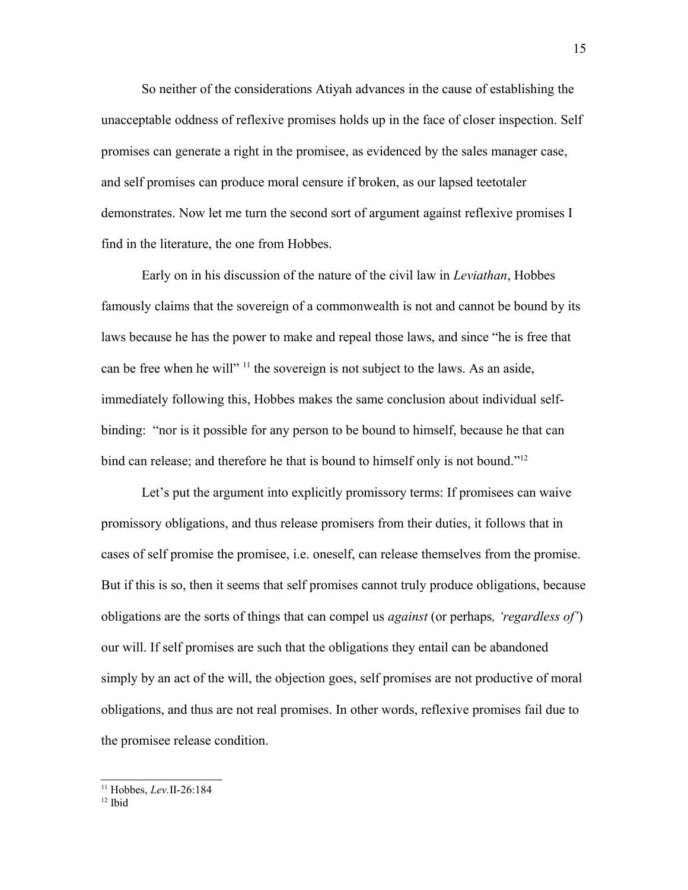So neither of the considerations Atiyah advances in the cause of establishing the unacceptable oddness of reflexive promises holds up in the face of closer inspection. Self promises can generate a right in the promisee, as evidenced by the sales manager case, and self promises can produce moral censure if broken, as our lapsed teetotaler demonstrates. Now let me turn the second sort of argument against reflexive promises I find in the literature, the one from Hobbes.

Early on in his discussion of the nature of the civil law in *Leviathan*, Hobbes famously claims that the sovereign of a commonwealth is not and cannot be bound by its laws because he has the power to make and repeal those laws, and since "he is free that can be free when he will" [11] the sovereign is not subject to the laws. As an aside, immediately following this, Hobbes makes the same conclusion about individual self-binding: "nor is it possible for any person to be bound to himself, because he that can bind can release; and therefore he that is bound to himself only is not bound."[12]

Let's put the argument into explicitly promissory terms: If promisees can waive promissory obligations, and thus release promisers from their duties, it follows that in cases of self promise the promisee, i.e. oneself, can release themselves from the promise. But if this is so, then it seems that self promises cannot truly produce obligations, because obligations are the sorts of things that can compel us *against* (or perhaps*, 'regardless of'*) our will. If self promises are such that the obligations they entail can be abandoned simply by an act of the will, the objection goes, self promises are not productive of moral obligations, and thus are not real promises. In other words, reflexive promises fail due to the promisee release condition.

---

[11] Hobbes, *Lev.*II-26:184

[12] Ibid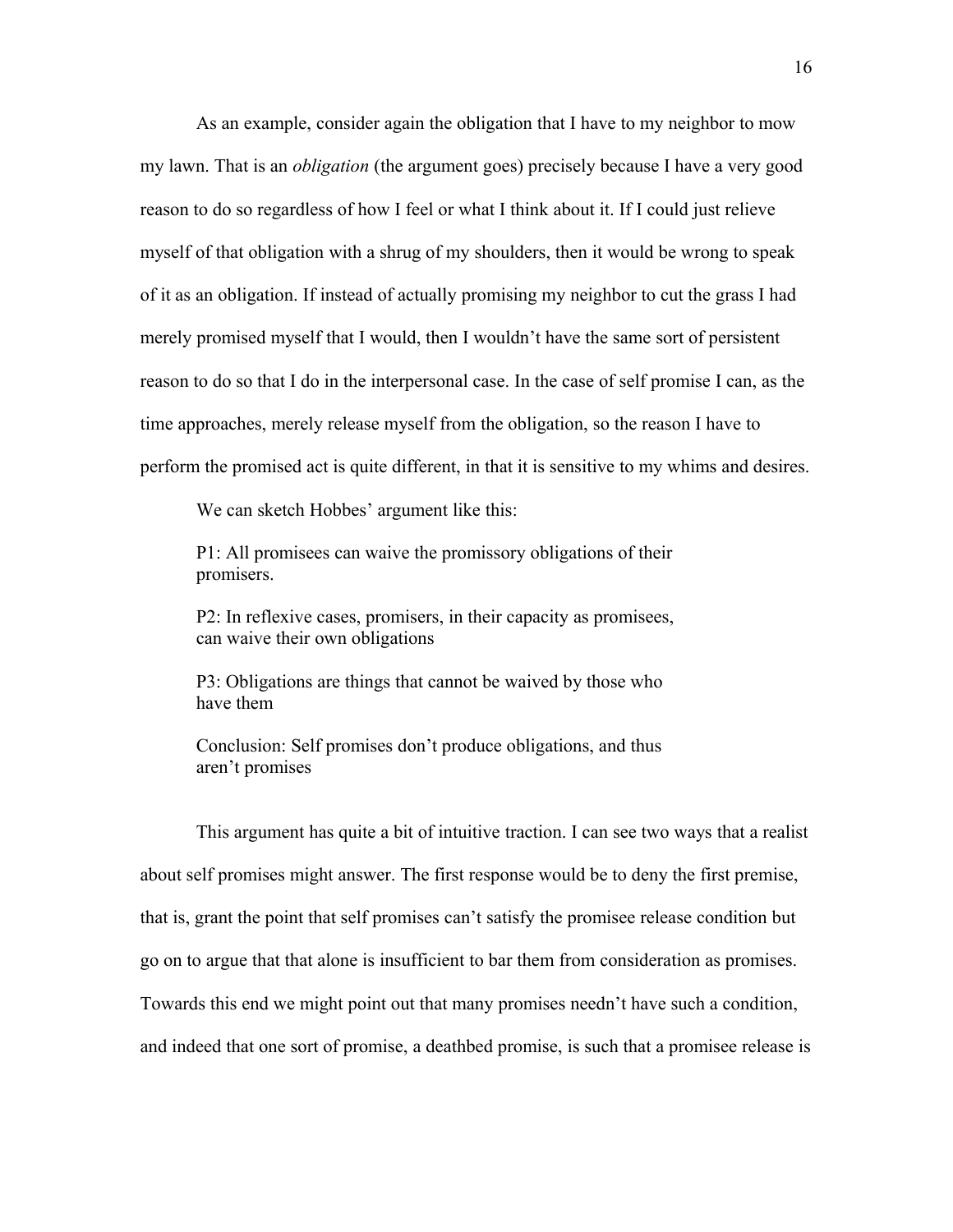As an example, consider again the obligation that I have to my neighbor to mow my lawn. That is an *obligation* (the argument goes) precisely because I have a very good reason to do so regardless of how I feel or what I think about it. If I could just relieve myself of that obligation with a shrug of my shoulders, then it would be wrong to speak of it as an obligation. If instead of actually promising my neighbor to cut the grass I had merely promised myself that I would, then I wouldn't have the same sort of persistent reason to do so that I do in the interpersonal case. In the case of self promise I can, as the time approaches, merely release myself from the obligation, so the reason I have to perform the promised act is quite different, in that it is sensitive to my whims and desires.

We can sketch Hobbes' argument like this:

> P1: All promisees can waive the promissory obligations of their promisers.
>
> P2: In reflexive cases, promisers, in their capacity as promisees, can waive their own obligations
>
> P3: Obligations are things that cannot be waived by those who have them
>
> Conclusion: Self promises don't produce obligations, and thus aren't promises

This argument has quite a bit of intuitive traction. I can see two ways that a realist about self promises might answer. The first response would be to deny the first premise, that is, grant the point that self promises can't satisfy the promisee release condition but go on to argue that that alone is insufficient to bar them from consideration as promises. Towards this end we might point out that many promises needn't have such a condition, and indeed that one sort of promise, a deathbed promise, is such that a promisee release is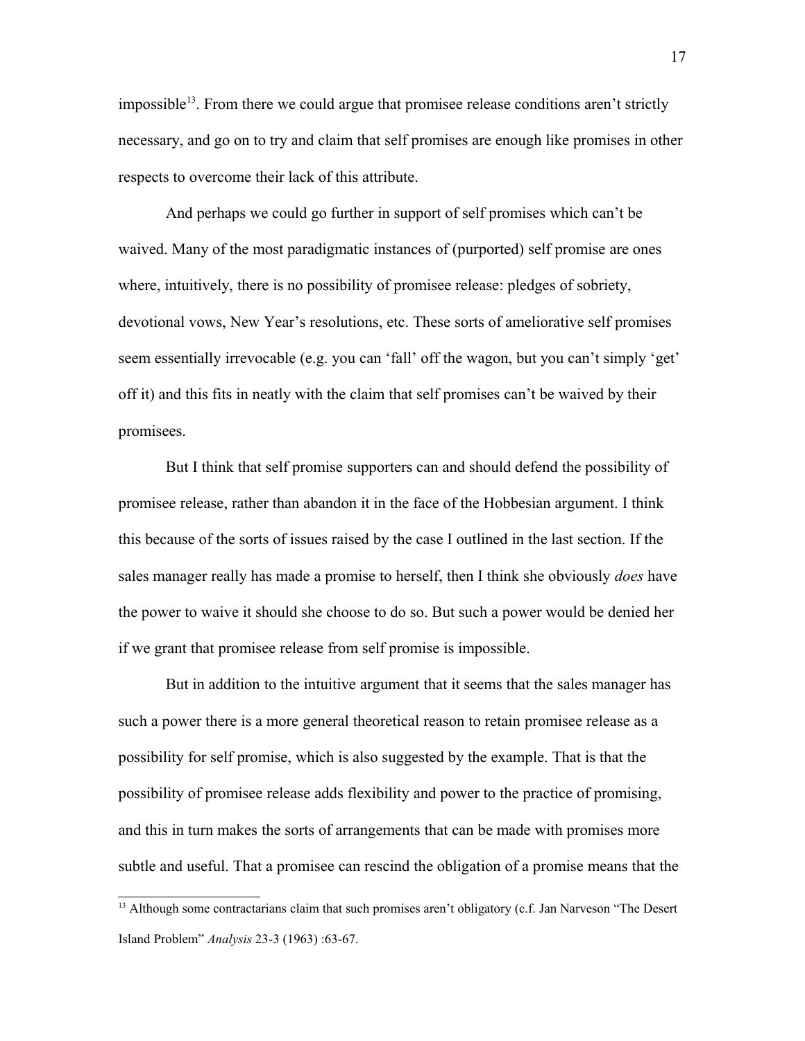impossible[13]. From there we could argue that promisee release conditions aren't strictly necessary, and go on to try and claim that self promises are enough like promises in other respects to overcome their lack of this attribute.

And perhaps we could go further in support of self promises which can't be waived. Many of the most paradigmatic instances of (purported) self promise are ones where, intuitively, there is no possibility of promisee release: pledges of sobriety, devotional vows, New Year's resolutions, etc. These sorts of ameliorative self promises seem essentially irrevocable (e.g. you can 'fall' off the wagon, but you can't simply 'get' off it) and this fits in neatly with the claim that self promises can't be waived by their promisees.

But I think that self promise supporters can and should defend the possibility of promisee release, rather than abandon it in the face of the Hobbesian argument. I think this because of the sorts of issues raised by the case I outlined in the last section. If the sales manager really has made a promise to herself, then I think she obviously *does* have the power to waive it should she choose to do so. But such a power would be denied her if we grant that promisee release from self promise is impossible.

But in addition to the intuitive argument that it seems that the sales manager has such a power there is a more general theoretical reason to retain promisee release as a possibility for self promise, which is also suggested by the example. That is that the possibility of promisee release adds flexibility and power to the practice of promising, and this in turn makes the sorts of arrangements that can be made with promises more subtle and useful. That a promisee can rescind the obligation of a promise means that the

[13] Although some contractarians claim that such promises aren't obligatory (c.f. Jan Narveson "The Desert Island Problem" *Analysis* 23-3 (1963) :63-67.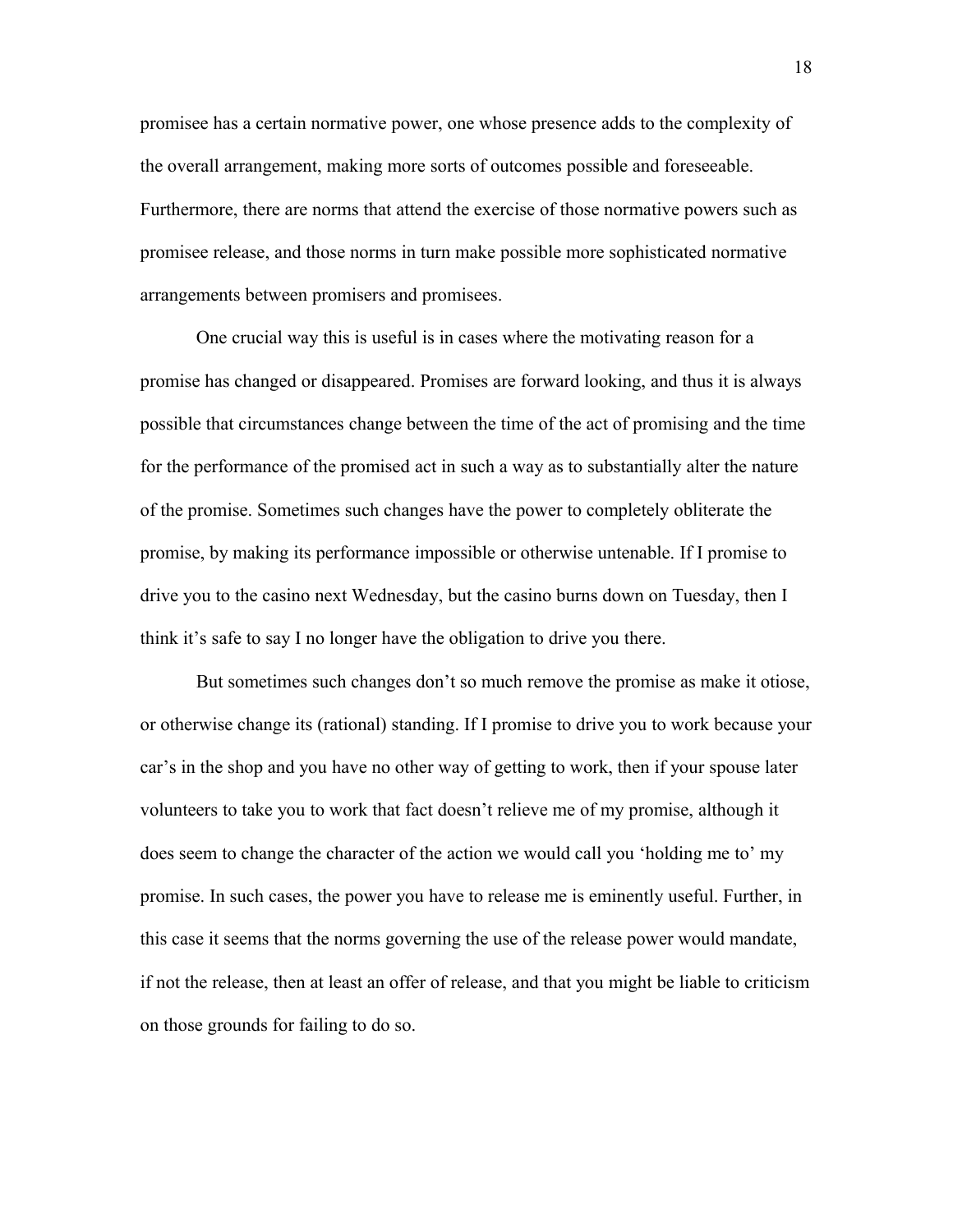promisee has a certain normative power, one whose presence adds to the complexity of the overall arrangement, making more sorts of outcomes possible and foreseeable. Furthermore, there are norms that attend the exercise of those normative powers such as promisee release, and those norms in turn make possible more sophisticated normative arrangements between promisers and promisees.

One crucial way this is useful is in cases where the motivating reason for a promise has changed or disappeared. Promises are forward looking, and thus it is always possible that circumstances change between the time of the act of promising and the time for the performance of the promised act in such a way as to substantially alter the nature of the promise. Sometimes such changes have the power to completely obliterate the promise, by making its performance impossible or otherwise untenable. If I promise to drive you to the casino next Wednesday, but the casino burns down on Tuesday, then I think it's safe to say I no longer have the obligation to drive you there.

But sometimes such changes don't so much remove the promise as make it otiose, or otherwise change its (rational) standing. If I promise to drive you to work because your car's in the shop and you have no other way of getting to work, then if your spouse later volunteers to take you to work that fact doesn't relieve me of my promise, although it does seem to change the character of the action we would call you 'holding me to' my promise. In such cases, the power you have to release me is eminently useful. Further, in this case it seems that the norms governing the use of the release power would mandate, if not the release, then at least an offer of release, and that you might be liable to criticism on those grounds for failing to do so.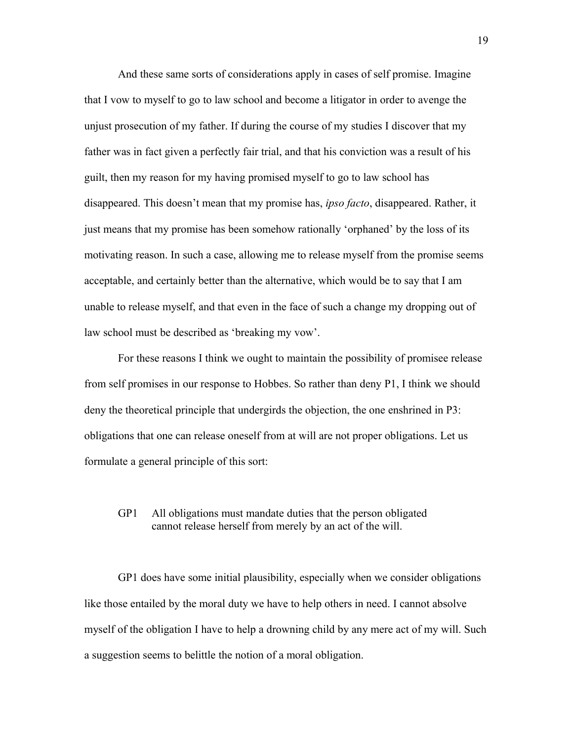And these same sorts of considerations apply in cases of self promise. Imagine that I vow to myself to go to law school and become a litigator in order to avenge the unjust prosecution of my father. If during the course of my studies I discover that my father was in fact given a perfectly fair trial, and that his conviction was a result of his guilt, then my reason for my having promised myself to go to law school has disappeared. This doesn't mean that my promise has, *ipso facto*, disappeared. Rather, it just means that my promise has been somehow rationally 'orphaned' by the loss of its motivating reason. In such a case, allowing me to release myself from the promise seems acceptable, and certainly better than the alternative, which would be to say that I am unable to release myself, and that even in the face of such a change my dropping out of law school must be described as 'breaking my vow'.

For these reasons I think we ought to maintain the possibility of promisee release from self promises in our response to Hobbes. So rather than deny P1, I think we should deny the theoretical principle that undergirds the objection, the one enshrined in P3: obligations that one can release oneself from at will are not proper obligations. Let us formulate a general principle of this sort:

> GP1 All obligations must mandate duties that the person obligated cannot release herself from merely by an act of the will.

GP1 does have some initial plausibility, especially when we consider obligations like those entailed by the moral duty we have to help others in need. I cannot absolve myself of the obligation I have to help a drowning child by any mere act of my will. Such a suggestion seems to belittle the notion of a moral obligation.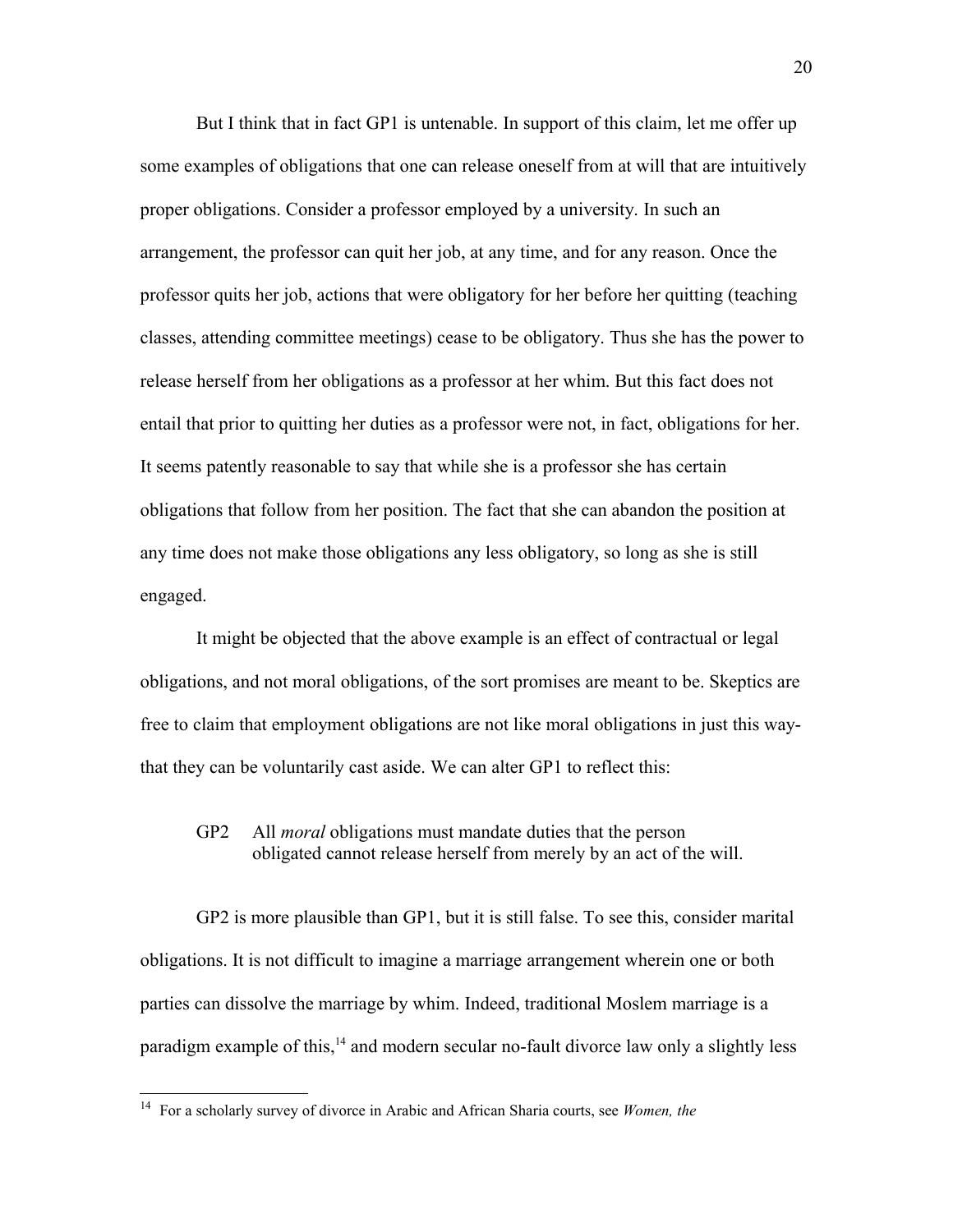But I think that in fact GP1 is untenable. In support of this claim, let me offer up some examples of obligations that one can release oneself from at will that are intuitively proper obligations. Consider a professor employed by a university. In such an arrangement, the professor can quit her job, at any time, and for any reason. Once the professor quits her job, actions that were obligatory for her before her quitting (teaching classes, attending committee meetings) cease to be obligatory. Thus she has the power to release herself from her obligations as a professor at her whim. But this fact does not entail that prior to quitting her duties as a professor were not, in fact, obligations for her. It seems patently reasonable to say that while she is a professor she has certain obligations that follow from her position. The fact that she can abandon the position at any time does not make those obligations any less obligatory, so long as she is still engaged.

It might be objected that the above example is an effect of contractual or legal obligations, and not moral obligations, of the sort promises are meant to be. Skeptics are free to claim that employment obligations are not like moral obligations in just this way-that they can be voluntarily cast aside. We can alter GP1 to reflect this:

> GP2 All *moral* obligations must mandate duties that the person obligated cannot release herself from merely by an act of the will.

GP2 is more plausible than GP1, but it is still false. To see this, consider marital obligations. It is not difficult to imagine a marriage arrangement wherein one or both parties can dissolve the marriage by whim. Indeed, traditional Moslem marriage is a paradigm example of this,[14] and modern secular no-fault divorce law only a slightly less

[14] For a scholarly survey of divorce in Arabic and African Sharia courts, see *Women, the*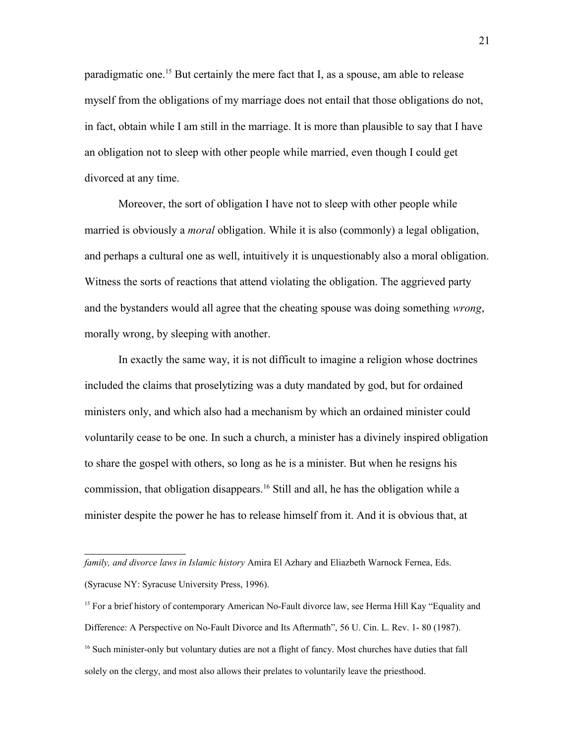paradigmatic one.[15] But certainly the mere fact that I, as a spouse, am able to release myself from the obligations of my marriage does not entail that those obligations do not, in fact, obtain while I am still in the marriage. It is more than plausible to say that I have an obligation not to sleep with other people while married, even though I could get divorced at any time.

Moreover, the sort of obligation I have not to sleep with other people while married is obviously a *moral* obligation. While it is also (commonly) a legal obligation, and perhaps a cultural one as well, intuitively it is unquestionably also a moral obligation. Witness the sorts of reactions that attend violating the obligation. The aggrieved party and the bystanders would all agree that the cheating spouse was doing something *wrong*, morally wrong, by sleeping with another.

In exactly the same way, it is not difficult to imagine a religion whose doctrines included the claims that proselytizing was a duty mandated by god, but for ordained ministers only, and which also had a mechanism by which an ordained minister could voluntarily cease to be one. In such a church, a minister has a divinely inspired obligation to share the gospel with others, so long as he is a minister. But when he resigns his commission, that obligation disappears.[16] Still and all, he has the obligation while a minister despite the power he has to release himself from it. And it is obvious that, at

---

*family, and divorce laws in Islamic history* Amira El Azhary and Eliazbeth Warnock Fernea, Eds. (Syracuse NY: Syracuse University Press, 1996).

[15] For a brief history of contemporary American No-Fault divorce law, see Herma Hill Kay "Equality and Difference: A Perspective on No-Fault Divorce and Its Aftermath", 56 U. Cin. L. Rev. 1- 80 (1987).

[16] Such minister-only but voluntary duties are not a flight of fancy. Most churches have duties that fall solely on the clergy, and most also allows their prelates to voluntarily leave the priesthood.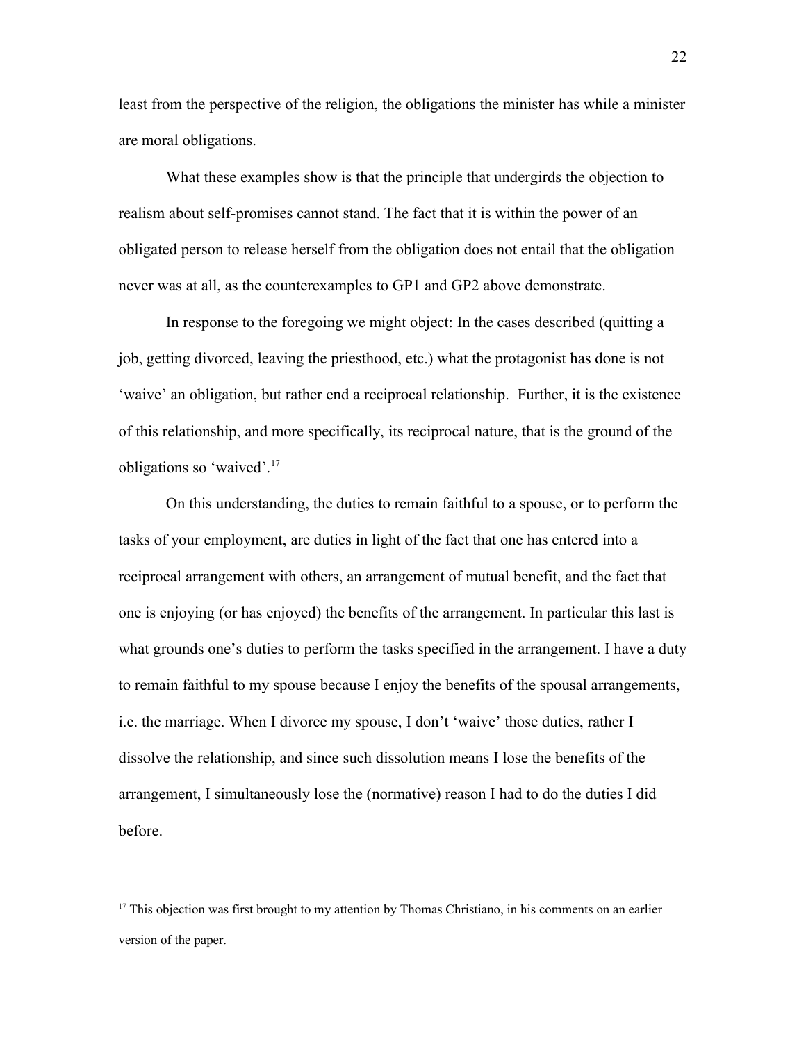least from the perspective of the religion, the obligations the minister has while a minister are moral obligations.

What these examples show is that the principle that undergirds the objection to realism about self-promises cannot stand. The fact that it is within the power of an obligated person to release herself from the obligation does not entail that the obligation never was at all, as the counterexamples to GP1 and GP2 above demonstrate.

In response to the foregoing we might object: In the cases described (quitting a job, getting divorced, leaving the priesthood, etc.) what the protagonist has done is not 'waive' an obligation, but rather end a reciprocal relationship. Further, it is the existence of this relationship, and more specifically, its reciprocal nature, that is the ground of the obligations so 'waived'.[17]

On this understanding, the duties to remain faithful to a spouse, or to perform the tasks of your employment, are duties in light of the fact that one has entered into a reciprocal arrangement with others, an arrangement of mutual benefit, and the fact that one is enjoying (or has enjoyed) the benefits of the arrangement. In particular this last is what grounds one's duties to perform the tasks specified in the arrangement. I have a duty to remain faithful to my spouse because I enjoy the benefits of the spousal arrangements, i.e. the marriage. When I divorce my spouse, I don't 'waive' those duties, rather I dissolve the relationship, and since such dissolution means I lose the benefits of the arrangement, I simultaneously lose the (normative) reason I had to do the duties I did before.

[17] This objection was first brought to my attention by Thomas Christiano, in his comments on an earlier version of the paper.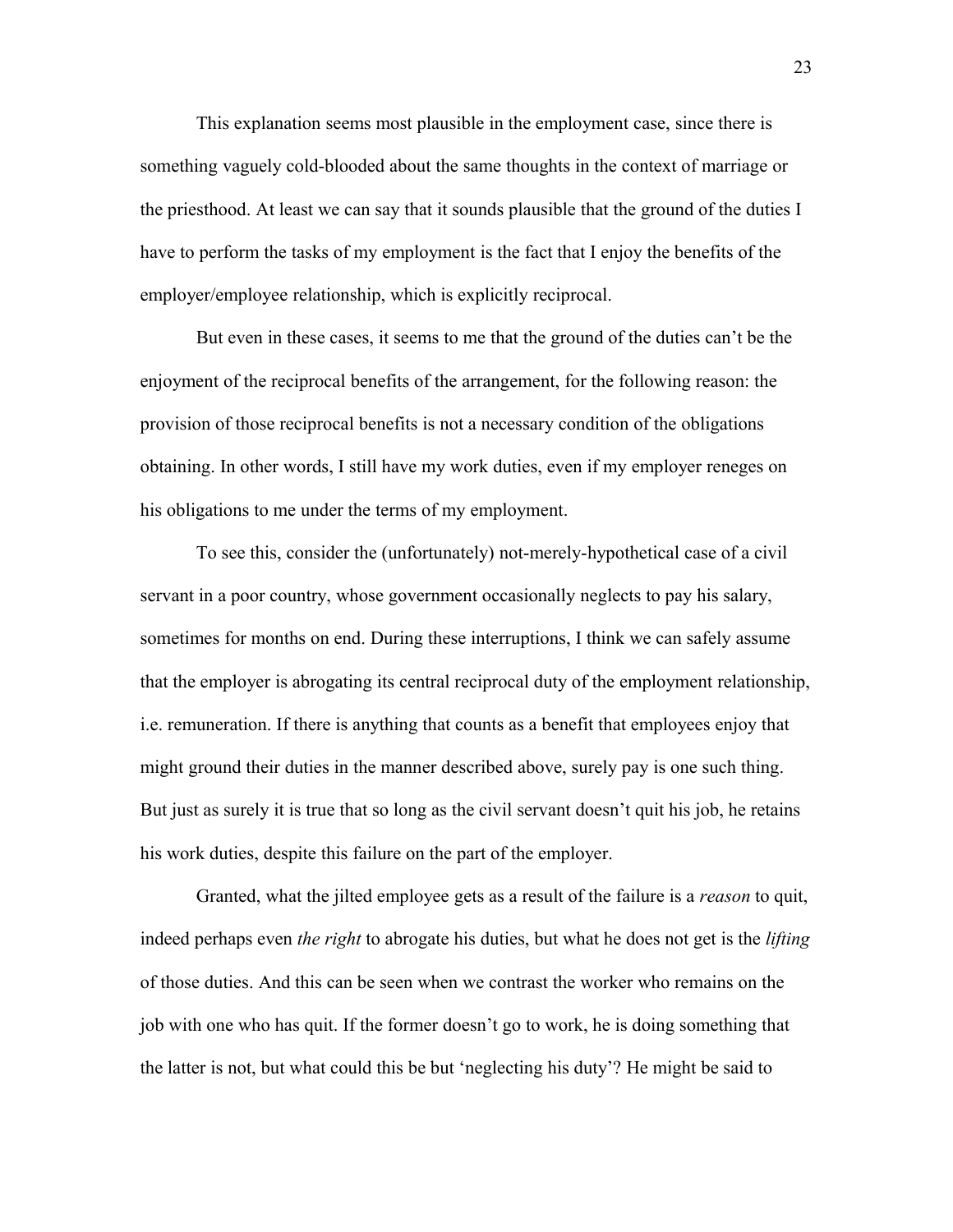This explanation seems most plausible in the employment case, since there is something vaguely cold-blooded about the same thoughts in the context of marriage or the priesthood. At least we can say that it sounds plausible that the ground of the duties I have to perform the tasks of my employment is the fact that I enjoy the benefits of the employer/employee relationship, which is explicitly reciprocal.

But even in these cases, it seems to me that the ground of the duties can't be the enjoyment of the reciprocal benefits of the arrangement, for the following reason: the provision of those reciprocal benefits is not a necessary condition of the obligations obtaining. In other words, I still have my work duties, even if my employer reneges on his obligations to me under the terms of my employment.

To see this, consider the (unfortunately) not-merely-hypothetical case of a civil servant in a poor country, whose government occasionally neglects to pay his salary, sometimes for months on end. During these interruptions, I think we can safely assume that the employer is abrogating its central reciprocal duty of the employment relationship, i.e. remuneration. If there is anything that counts as a benefit that employees enjoy that might ground their duties in the manner described above, surely pay is one such thing. But just as surely it is true that so long as the civil servant doesn't quit his job, he retains his work duties, despite this failure on the part of the employer.

Granted, what the jilted employee gets as a result of the failure is a *reason* to quit, indeed perhaps even *the right* to abrogate his duties, but what he does not get is the *lifting* of those duties. And this can be seen when we contrast the worker who remains on the job with one who has quit. If the former doesn't go to work, he is doing something that the latter is not, but what could this be but 'neglecting his duty'? He might be said to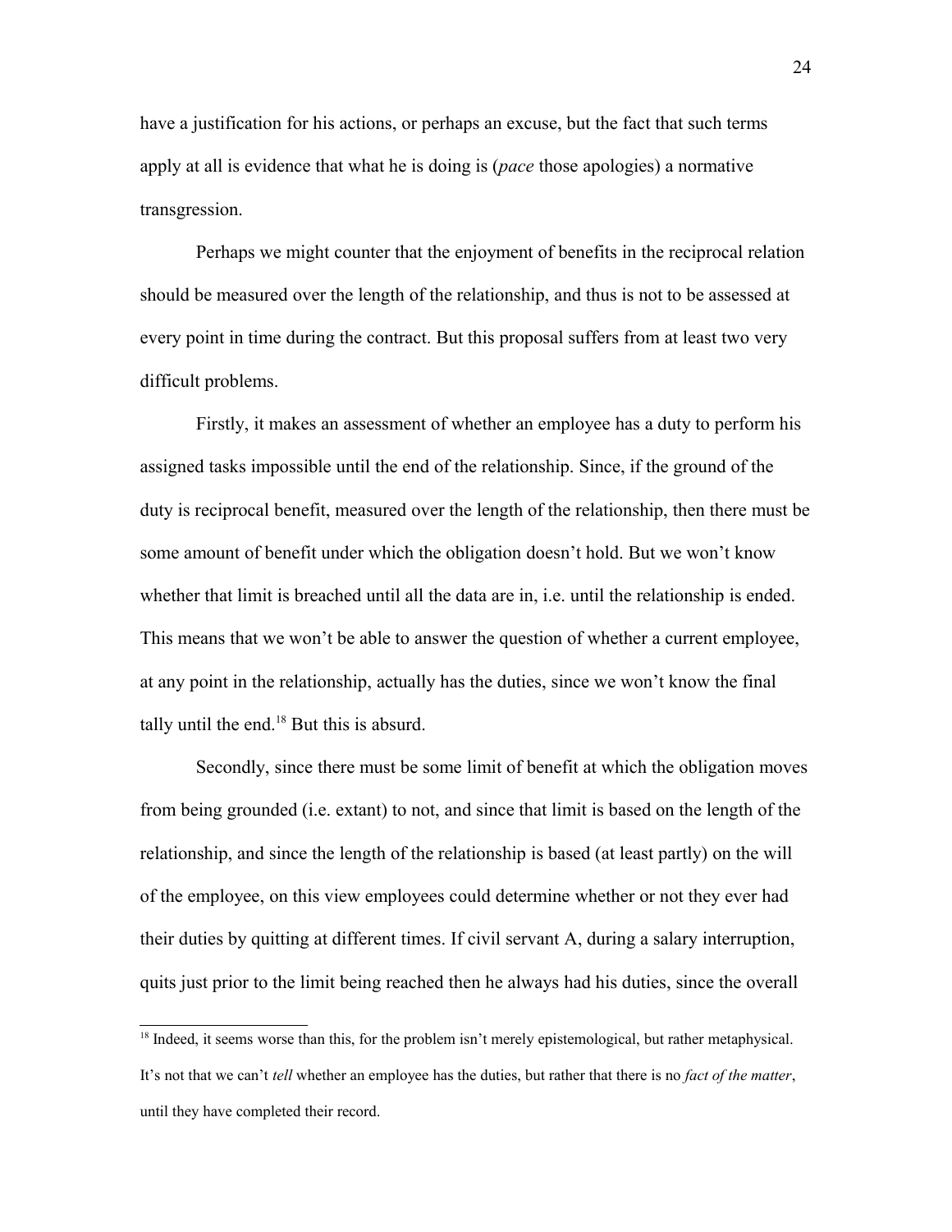have a justification for his actions, or perhaps an excuse, but the fact that such terms apply at all is evidence that what he is doing is (*pace* those apologies) a normative transgression.

Perhaps we might counter that the enjoyment of benefits in the reciprocal relation should be measured over the length of the relationship, and thus is not to be assessed at every point in time during the contract. But this proposal suffers from at least two very difficult problems.

Firstly, it makes an assessment of whether an employee has a duty to perform his assigned tasks impossible until the end of the relationship. Since, if the ground of the duty is reciprocal benefit, measured over the length of the relationship, then there must be some amount of benefit under which the obligation doesn't hold. But we won't know whether that limit is breached until all the data are in, i.e. until the relationship is ended. This means that we won't be able to answer the question of whether a current employee, at any point in the relationship, actually has the duties, since we won't know the final tally until the end.[18] But this is absurd.

Secondly, since there must be some limit of benefit at which the obligation moves from being grounded (i.e. extant) to not, and since that limit is based on the length of the relationship, and since the length of the relationship is based (at least partly) on the will of the employee, on this view employees could determine whether or not they ever had their duties by quitting at different times. If civil servant A, during a salary interruption, quits just prior to the limit being reached then he always had his duties, since the overall

---

[18] Indeed, it seems worse than this, for the problem isn't merely epistemological, but rather metaphysical. It's not that we can't *tell* whether an employee has the duties, but rather that there is no *fact of the matter*, until they have completed their record.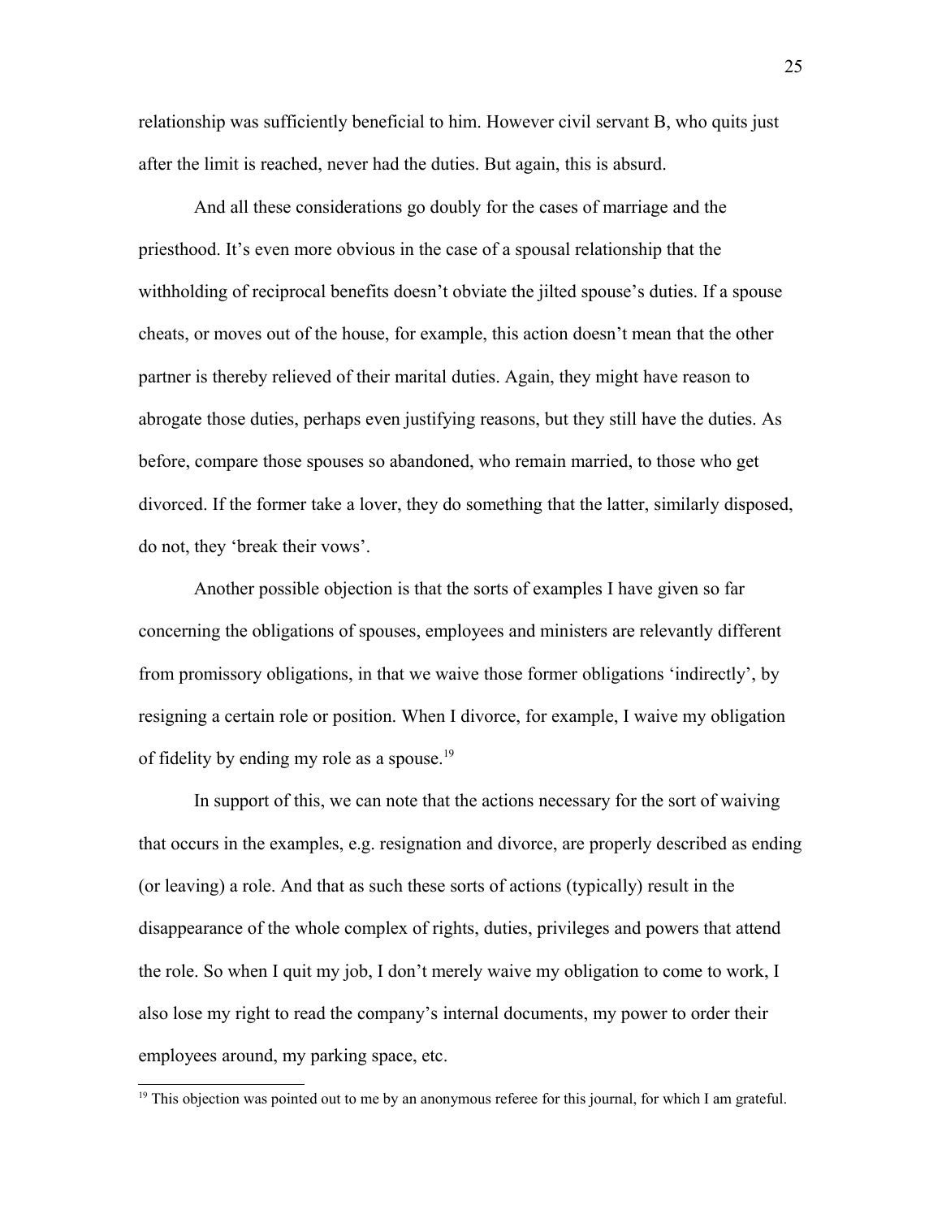relationship was sufficiently beneficial to him. However civil servant B, who quits just after the limit is reached, never had the duties. But again, this is absurd.

And all these considerations go doubly for the cases of marriage and the priesthood. It's even more obvious in the case of a spousal relationship that the withholding of reciprocal benefits doesn't obviate the jilted spouse's duties. If a spouse cheats, or moves out of the house, for example, this action doesn't mean that the other partner is thereby relieved of their marital duties. Again, they might have reason to abrogate those duties, perhaps even justifying reasons, but they still have the duties. As before, compare those spouses so abandoned, who remain married, to those who get divorced. If the former take a lover, they do something that the latter, similarly disposed, do not, they 'break their vows'.

Another possible objection is that the sorts of examples I have given so far concerning the obligations of spouses, employees and ministers are relevantly different from promissory obligations, in that we waive those former obligations 'indirectly', by resigning a certain role or position. When I divorce, for example, I waive my obligation of fidelity by ending my role as a spouse.[19]

In support of this, we can note that the actions necessary for the sort of waiving that occurs in the examples, e.g. resignation and divorce, are properly described as ending (or leaving) a role. And that as such these sorts of actions (typically) result in the disappearance of the whole complex of rights, duties, privileges and powers that attend the role. So when I quit my job, I don't merely waive my obligation to come to work, I also lose my right to read the company's internal documents, my power to order their employees around, my parking space, etc.

[19] This objection was pointed out to me by an anonymous referee for this journal, for which I am grateful.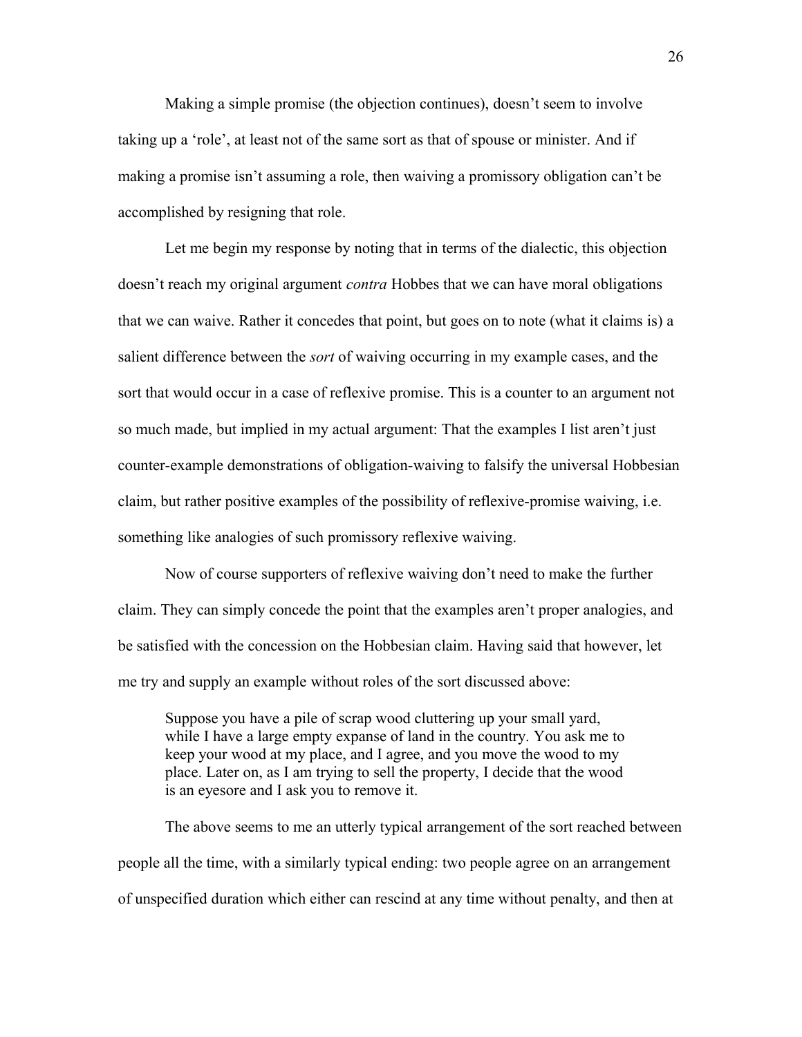Making a simple promise (the objection continues), doesn't seem to involve taking up a 'role', at least not of the same sort as that of spouse or minister. And if making a promise isn't assuming a role, then waiving a promissory obligation can't be accomplished by resigning that role.

Let me begin my response by noting that in terms of the dialectic, this objection doesn't reach my original argument *contra* Hobbes that we can have moral obligations that we can waive. Rather it concedes that point, but goes on to note (what it claims is) a salient difference between the *sort* of waiving occurring in my example cases, and the sort that would occur in a case of reflexive promise. This is a counter to an argument not so much made, but implied in my actual argument: That the examples I list aren't just counter-example demonstrations of obligation-waiving to falsify the universal Hobbesian claim, but rather positive examples of the possibility of reflexive-promise waiving, i.e. something like analogies of such promissory reflexive waiving.

Now of course supporters of reflexive waiving don't need to make the further claim. They can simply concede the point that the examples aren't proper analogies, and be satisfied with the concession on the Hobbesian claim. Having said that however, let me try and supply an example without roles of the sort discussed above:

> Suppose you have a pile of scrap wood cluttering up your small yard, while I have a large empty expanse of land in the country. You ask me to keep your wood at my place, and I agree, and you move the wood to my place. Later on, as I am trying to sell the property, I decide that the wood is an eyesore and I ask you to remove it.

The above seems to me an utterly typical arrangement of the sort reached between people all the time, with a similarly typical ending: two people agree on an arrangement of unspecified duration which either can rescind at any time without penalty, and then at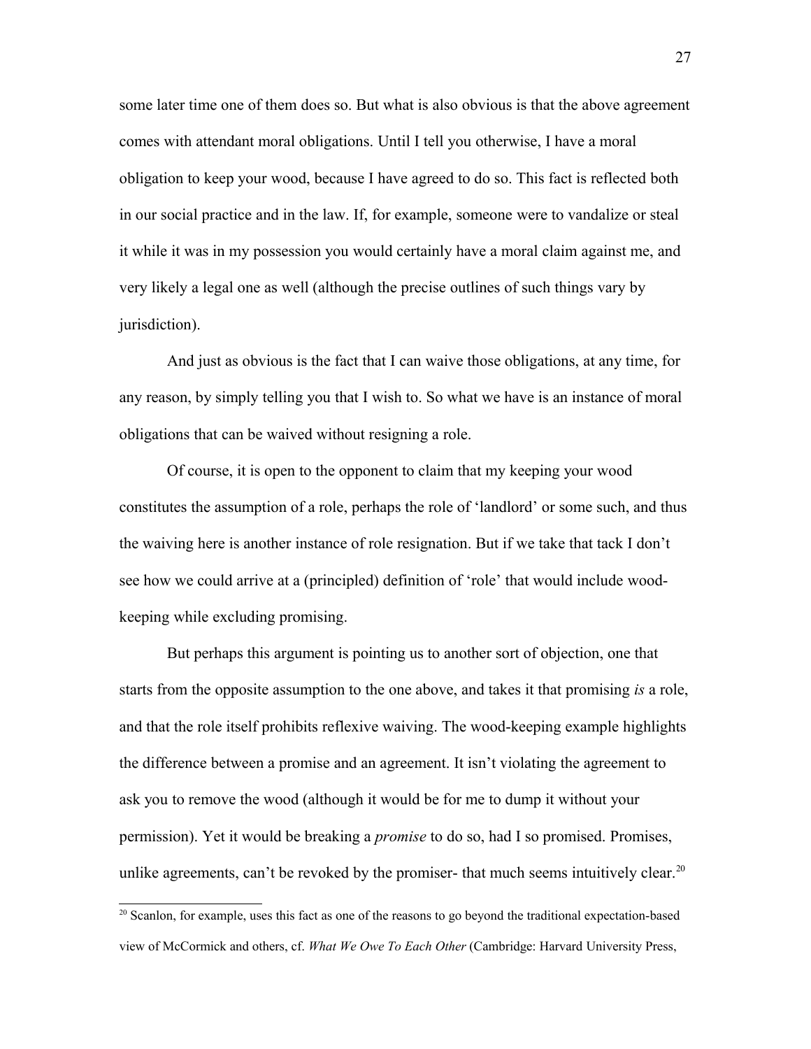some later time one of them does so. But what is also obvious is that the above agreement comes with attendant moral obligations. Until I tell you otherwise, I have a moral obligation to keep your wood, because I have agreed to do so. This fact is reflected both in our social practice and in the law. If, for example, someone were to vandalize or steal it while it was in my possession you would certainly have a moral claim against me, and very likely a legal one as well (although the precise outlines of such things vary by jurisdiction).

And just as obvious is the fact that I can waive those obligations, at any time, for any reason, by simply telling you that I wish to. So what we have is an instance of moral obligations that can be waived without resigning a role.

Of course, it is open to the opponent to claim that my keeping your wood constitutes the assumption of a role, perhaps the role of 'landlord' or some such, and thus the waiving here is another instance of role resignation. But if we take that tack I don't see how we could arrive at a (principled) definition of 'role' that would include wood-keeping while excluding promising.

But perhaps this argument is pointing us to another sort of objection, one that starts from the opposite assumption to the one above, and takes it that promising *is* a role, and that the role itself prohibits reflexive waiving. The wood-keeping example highlights the difference between a promise and an agreement. It isn't violating the agreement to ask you to remove the wood (although it would be for me to dump it without your permission). Yet it would be breaking a *promise* to do so, had I so promised. Promises, unlike agreements, can't be revoked by the promiser- that much seems intuitively clear.[20]

[20] Scanlon, for example, uses this fact as one of the reasons to go beyond the traditional expectation-based view of McCormick and others, cf. *What We Owe To Each Other* (Cambridge: Harvard University Press,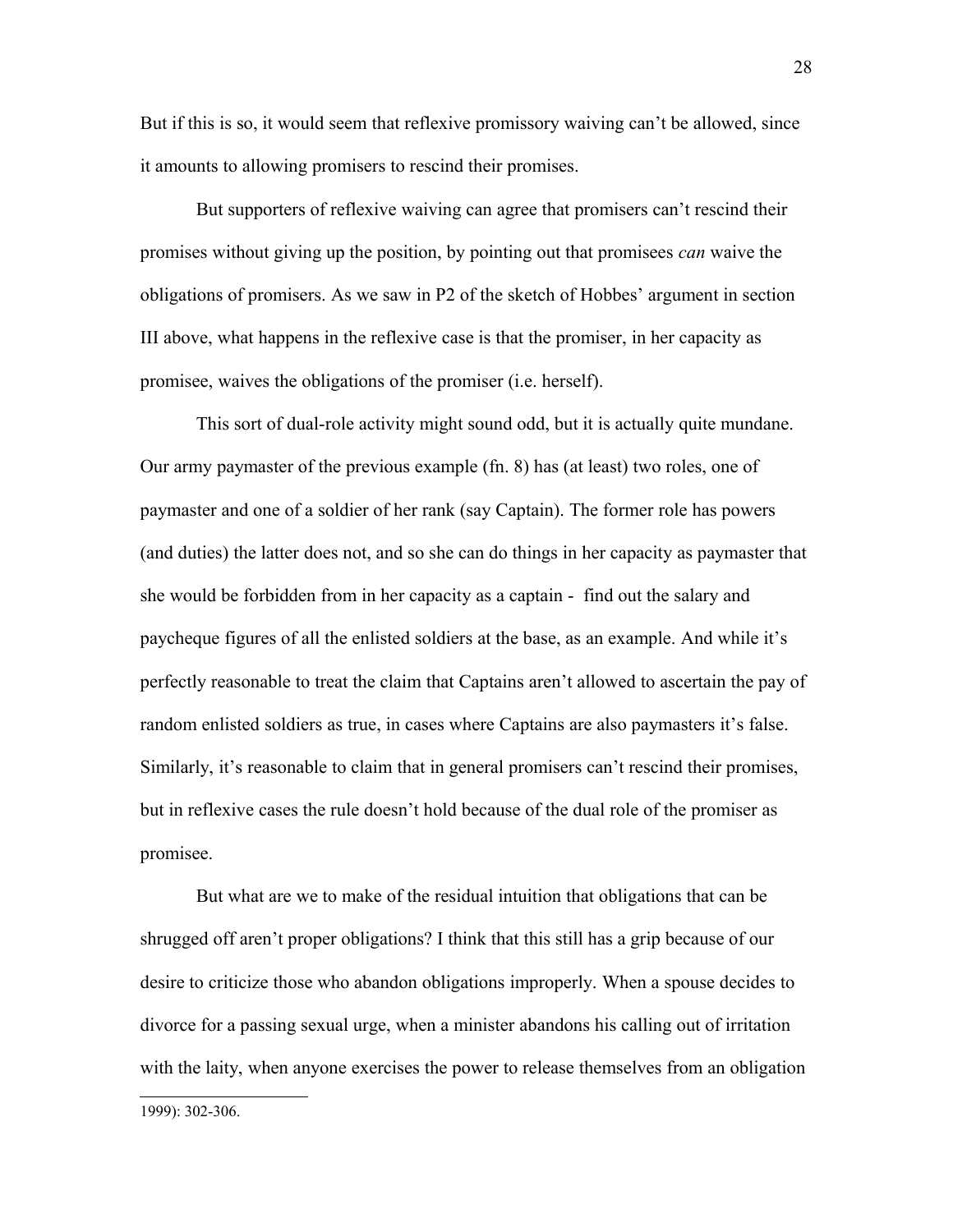But if this is so, it would seem that reflexive promissory waiving can't be allowed, since it amounts to allowing promisers to rescind their promises.

But supporters of reflexive waiving can agree that promisers can't rescind their promises without giving up the position, by pointing out that promisees *can* waive the obligations of promisers. As we saw in P2 of the sketch of Hobbes' argument in section III above, what happens in the reflexive case is that the promiser, in her capacity as promisee, waives the obligations of the promiser (i.e. herself).

This sort of dual-role activity might sound odd, but it is actually quite mundane. Our army paymaster of the previous example (fn. 8) has (at least) two roles, one of paymaster and one of a soldier of her rank (say Captain). The former role has powers (and duties) the latter does not, and so she can do things in her capacity as paymaster that she would be forbidden from in her capacity as a captain - find out the salary and paycheque figures of all the enlisted soldiers at the base, as an example. And while it's perfectly reasonable to treat the claim that Captains aren't allowed to ascertain the pay of random enlisted soldiers as true, in cases where Captains are also paymasters it's false. Similarly, it's reasonable to claim that in general promisers can't rescind their promises, but in reflexive cases the rule doesn't hold because of the dual role of the promiser as promisee.

But what are we to make of the residual intuition that obligations that can be shrugged off aren't proper obligations? I think that this still has a grip because of our desire to criticize those who abandon obligations improperly. When a spouse decides to divorce for a passing sexual urge, when a minister abandons his calling out of irritation with the laity, when anyone exercises the power to release themselves from an obligation

1999): 302-306.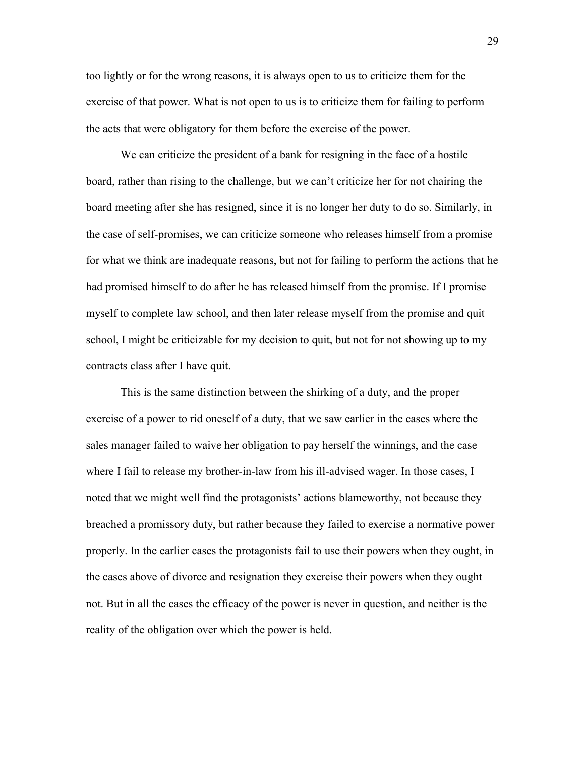too lightly or for the wrong reasons, it is always open to us to criticize them for the exercise of that power. What is not open to us is to criticize them for failing to perform the acts that were obligatory for them before the exercise of the power.

We can criticize the president of a bank for resigning in the face of a hostile board, rather than rising to the challenge, but we can't criticize her for not chairing the board meeting after she has resigned, since it is no longer her duty to do so. Similarly, in the case of self-promises, we can criticize someone who releases himself from a promise for what we think are inadequate reasons, but not for failing to perform the actions that he had promised himself to do after he has released himself from the promise. If I promise myself to complete law school, and then later release myself from the promise and quit school, I might be criticizable for my decision to quit, but not for not showing up to my contracts class after I have quit.

This is the same distinction between the shirking of a duty, and the proper exercise of a power to rid oneself of a duty, that we saw earlier in the cases where the sales manager failed to waive her obligation to pay herself the winnings, and the case where I fail to release my brother-in-law from his ill-advised wager. In those cases, I noted that we might well find the protagonists' actions blameworthy, not because they breached a promissory duty, but rather because they failed to exercise a normative power properly. In the earlier cases the protagonists fail to use their powers when they ought, in the cases above of divorce and resignation they exercise their powers when they ought not. But in all the cases the efficacy of the power is never in question, and neither is the reality of the obligation over which the power is held.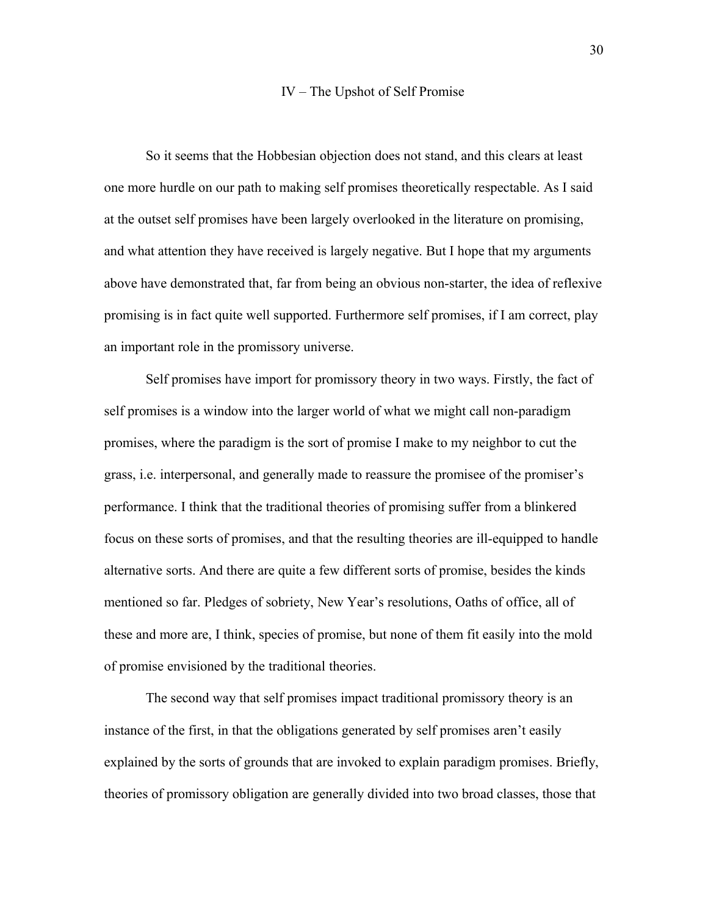## IV – The Upshot of Self Promise

So it seems that the Hobbesian objection does not stand, and this clears at least one more hurdle on our path to making self promises theoretically respectable. As I said at the outset self promises have been largely overlooked in the literature on promising, and what attention they have received is largely negative. But I hope that my arguments above have demonstrated that, far from being an obvious non-starter, the idea of reflexive promising is in fact quite well supported. Furthermore self promises, if I am correct, play an important role in the promissory universe.

Self promises have import for promissory theory in two ways. Firstly, the fact of self promises is a window into the larger world of what we might call non-paradigm promises, where the paradigm is the sort of promise I make to my neighbor to cut the grass, i.e. interpersonal, and generally made to reassure the promisee of the promiser's performance. I think that the traditional theories of promising suffer from a blinkered focus on these sorts of promises, and that the resulting theories are ill-equipped to handle alternative sorts. And there are quite a few different sorts of promise, besides the kinds mentioned so far. Pledges of sobriety, New Year's resolutions, Oaths of office, all of these and more are, I think, species of promise, but none of them fit easily into the mold of promise envisioned by the traditional theories.

The second way that self promises impact traditional promissory theory is an instance of the first, in that the obligations generated by self promises aren't easily explained by the sorts of grounds that are invoked to explain paradigm promises. Briefly, theories of promissory obligation are generally divided into two broad classes, those that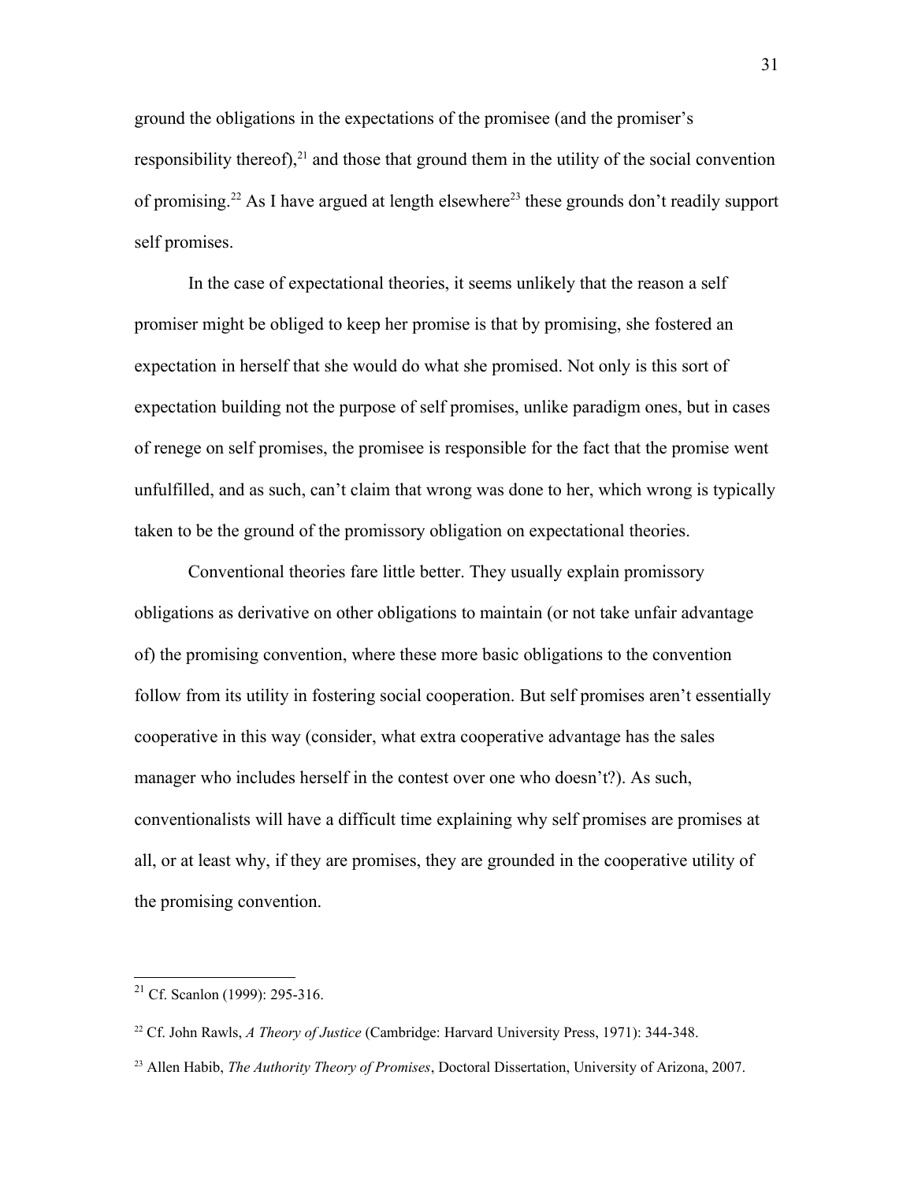ground the obligations in the expectations of the promisee (and the promiser's responsibility thereof),[21] and those that ground them in the utility of the social convention of promising.[22] As I have argued at length elsewhere[23] these grounds don't readily support self promises.

In the case of expectational theories, it seems unlikely that the reason a self promiser might be obliged to keep her promise is that by promising, she fostered an expectation in herself that she would do what she promised. Not only is this sort of expectation building not the purpose of self promises, unlike paradigm ones, but in cases of renege on self promises, the promisee is responsible for the fact that the promise went unfulfilled, and as such, can't claim that wrong was done to her, which wrong is typically taken to be the ground of the promissory obligation on expectational theories.

Conventional theories fare little better. They usually explain promissory obligations as derivative on other obligations to maintain (or not take unfair advantage of) the promising convention, where these more basic obligations to the convention follow from its utility in fostering social cooperation. But self promises aren't essentially cooperative in this way (consider, what extra cooperative advantage has the sales manager who includes herself in the contest over one who doesn't?). As such, conventionalists will have a difficult time explaining why self promises are promises at all, or at least why, if they are promises, they are grounded in the cooperative utility of the promising convention.

---

[21] Cf. Scanlon (1999): 295-316.

[22] Cf. John Rawls, *A Theory of Justice* (Cambridge: Harvard University Press, 1971): 344-348.

[23] Allen Habib, *The Authority Theory of Promises*, Doctoral Dissertation, University of Arizona, 2007.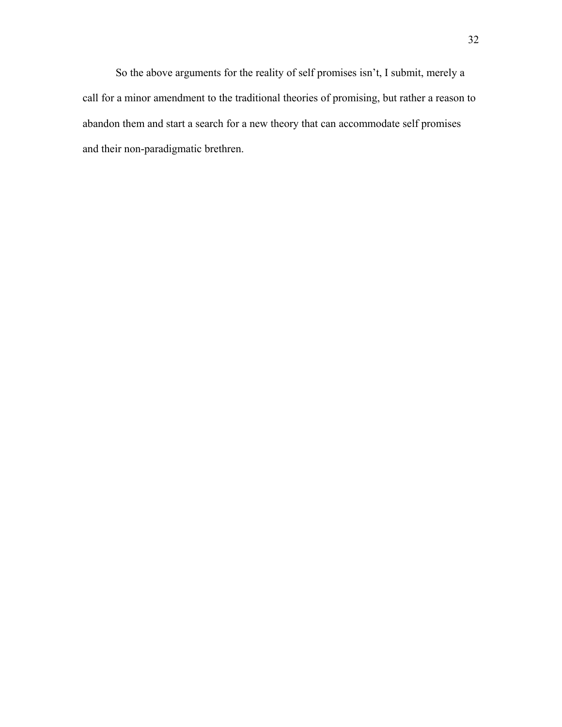So the above arguments for the reality of self promises isn’t, I submit, merely a call for a minor amendment to the traditional theories of promising, but rather a reason to abandon them and start a search for a new theory that can accommodate self promises and their non-paradigmatic brethren.